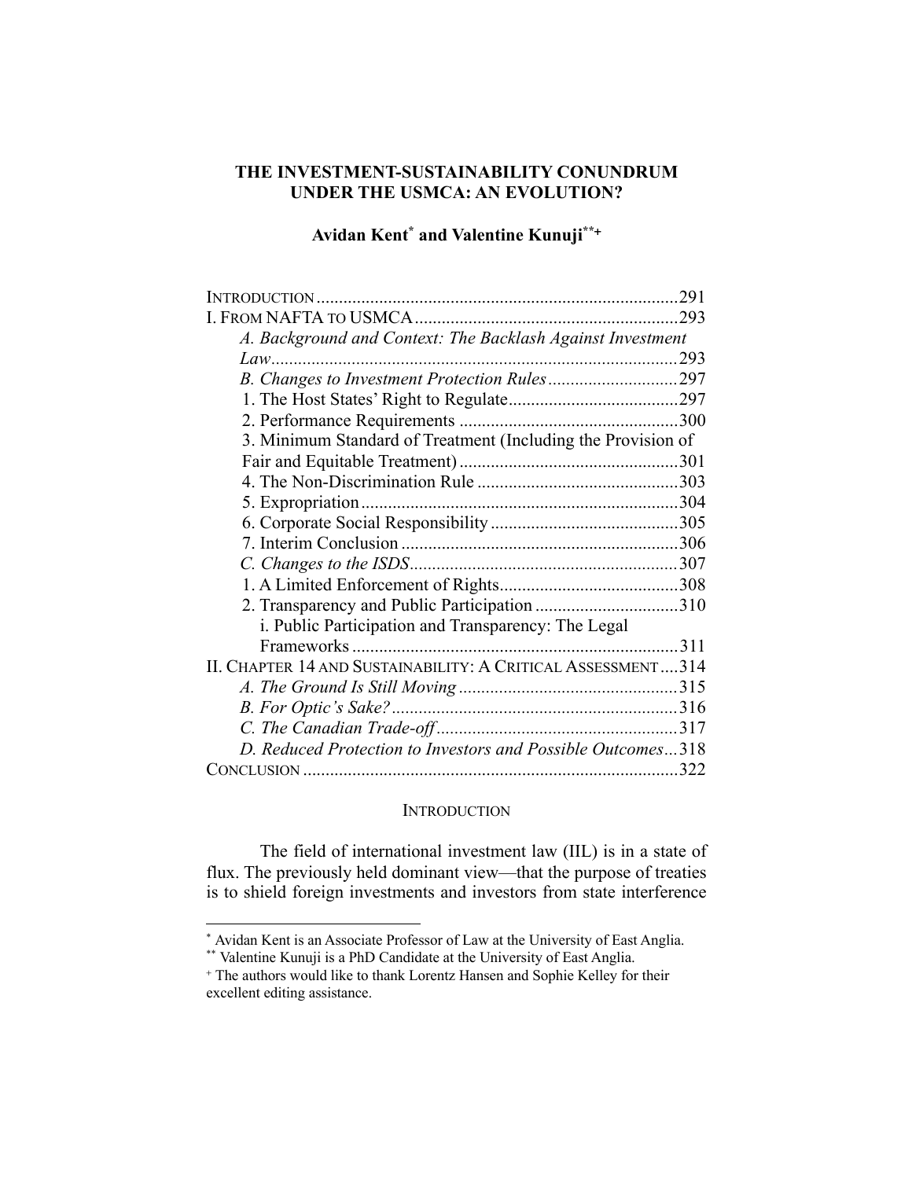# THE INVESTMENT-SUSTAINABILITY CONUNDRUM UNDER THE USMCA: AN EVOLUTION?

**Avidan Kent[*] and Valentine Kunuji[**+]**

INTRODUCTION ........................................................................... 291
I. FROM NAFTA TO USMCA ........................................................ 293
  *A. Background and Context: The Backlash Against Investment Law* ........................................................................................ 293
  *B. Changes to Investment Protection Rules* ............................ 297
    1. The Host States' Right to Regulate ..................................... 297
    2. Performance Requirements ............................................... 300
    3. Minimum Standard of Treatment (Including the Provision of Fair and Equitable Treatment) ............................................... 301
    4. The Non-Discrimination Rule ........................................... 303
    5. Expropriation ..................................................................... 304
    6. Corporate Social Responsibility ........................................ 305
    7. Interim Conclusion ............................................................ 306
  *C. Changes to the ISDS* .......................................................... 307
    1. A Limited Enforcement of Rights ...................................... 308
    2. Transparency and Public Participation .............................. 310
      i. Public Participation and Transparency: The Legal Frameworks ......................................................................... 311
II. CHAPTER 14 AND SUSTAINABILITY: A CRITICAL ASSESSMENT .... 314
  *A. The Ground Is Still Moving* ................................................ 315
  *B. For Optic's Sake?* ............................................................... 316
  *C. The Canadian Trade-off* ...................................................... 317
  *D. Reduced Protection to Investors and Possible Outcomes* ... 318
CONCLUSION ................................................................................ 322

## INTRODUCTION

The field of international investment law (IIL) is in a state of flux. The previously held dominant view—that the purpose of treaties is to shield foreign investments and investors from state interference

---

[*] Avidan Kent is an Associate Professor of Law at the University of East Anglia.

[**] Valentine Kunuji is a PhD Candidate at the University of East Anglia.

[+] The authors would like to thank Lorentz Hansen and Sophie Kelley for their excellent editing assistance.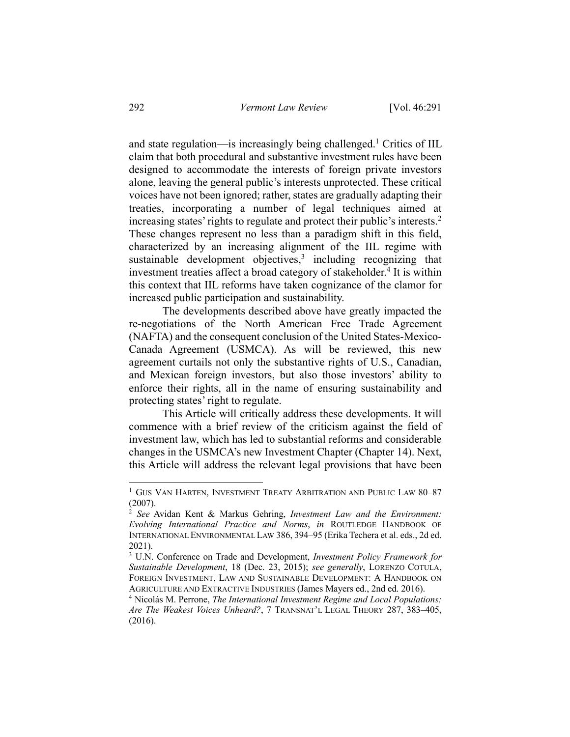and state regulation—is increasingly being challenged.[1] Critics of IIL claim that both procedural and substantive investment rules have been designed to accommodate the interests of foreign private investors alone, leaving the general public's interests unprotected. These critical voices have not been ignored; rather, states are gradually adapting their treaties, incorporating a number of legal techniques aimed at increasing states' rights to regulate and protect their public's interests.[2] These changes represent no less than a paradigm shift in this field, characterized by an increasing alignment of the IIL regime with sustainable development objectives,[3] including recognizing that investment treaties affect a broad category of stakeholder.[4] It is within this context that IIL reforms have taken cognizance of the clamor for increased public participation and sustainability.

The developments described above have greatly impacted the re-negotiations of the North American Free Trade Agreement (NAFTA) and the consequent conclusion of the United States-Mexico-Canada Agreement (USMCA). As will be reviewed, this new agreement curtails not only the substantive rights of U.S., Canadian, and Mexican foreign investors, but also those investors' ability to enforce their rights, all in the name of ensuring sustainability and protecting states' right to regulate.

This Article will critically address these developments. It will commence with a brief review of the criticism against the field of investment law, which has led to substantial reforms and considerable changes in the USMCA's new Investment Chapter (Chapter 14). Next, this Article will address the relevant legal provisions that have been

---

[1] GUS VAN HARTEN, INVESTMENT TREATY ARBITRATION AND PUBLIC LAW 80–87 (2007).

[2] *See* Avidan Kent & Markus Gehring, *Investment Law and the Environment: Evolving International Practice and Norms*, *in* ROUTLEDGE HANDBOOK OF INTERNATIONAL ENVIRONMENTAL LAW 386, 394–95 (Erika Techera et al. eds., 2d ed. 2021).

[3] U.N. Conference on Trade and Development, *Investment Policy Framework for Sustainable Development*, 18 (Dec. 23, 2015); *see generally*, LORENZO COTULA, FOREIGN INVESTMENT, LAW AND SUSTAINABLE DEVELOPMENT: A HANDBOOK ON AGRICULTURE AND EXTRACTIVE INDUSTRIES (James Mayers ed., 2nd ed. 2016).

[4] Nicolás M. Perrone, *The International Investment Regime and Local Populations: Are The Weakest Voices Unheard?*, 7 TRANSNAT'L LEGAL THEORY 287, 383–405, (2016).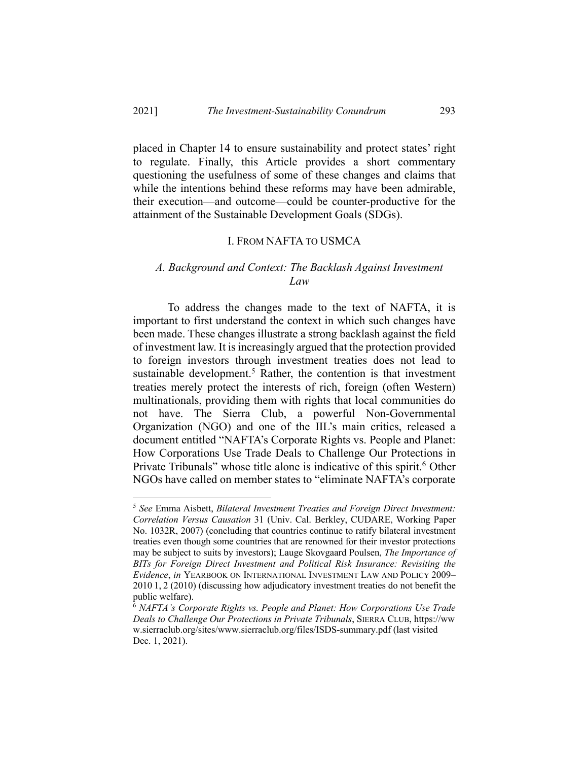placed in Chapter 14 to ensure sustainability and protect states' right to regulate. Finally, this Article provides a short commentary questioning the usefulness of some of these changes and claims that while the intentions behind these reforms may have been admirable, their execution—and outcome—could be counter-productive for the attainment of the Sustainable Development Goals (SDGs).

## I. FROM NAFTA TO USMCA

### *A. Background and Context: The Backlash Against Investment Law*

To address the changes made to the text of NAFTA, it is important to first understand the context in which such changes have been made. These changes illustrate a strong backlash against the field of investment law. It is increasingly argued that the protection provided to foreign investors through investment treaties does not lead to sustainable development.[5] Rather, the contention is that investment treaties merely protect the interests of rich, foreign (often Western) multinationals, providing them with rights that local communities do not have. The Sierra Club, a powerful Non-Governmental Organization (NGO) and one of the IIL's main critics, released a document entitled "NAFTA's Corporate Rights vs. People and Planet: How Corporations Use Trade Deals to Challenge Our Protections in Private Tribunals" whose title alone is indicative of this spirit.[6] Other NGOs have called on member states to "eliminate NAFTA's corporate

---

[5] *See* Emma Aisbett, *Bilateral Investment Treaties and Foreign Direct Investment: Correlation Versus Causation* 31 (Univ. Cal. Berkley, CUDARE, Working Paper No. 1032R, 2007) (concluding that countries continue to ratify bilateral investment treaties even though some countries that are renowned for their investor protections may be subject to suits by investors); Lauge Skovgaard Poulsen, *The Importance of BITs for Foreign Direct Investment and Political Risk Insurance: Revisiting the Evidence*, *in* YEARBOOK ON INTERNATIONAL INVESTMENT LAW AND POLICY 2009–2010 1, 2 (2010) (discussing how adjudicatory investment treaties do not benefit the public welfare).

[6] *NAFTA's Corporate Rights vs. People and Planet: How Corporations Use Trade Deals to Challenge Our Protections in Private Tribunals*, SIERRA CLUB, https://www.sierraclub.org/sites/www.sierraclub.org/files/ISDS-summary.pdf (last visited Dec. 1, 2021).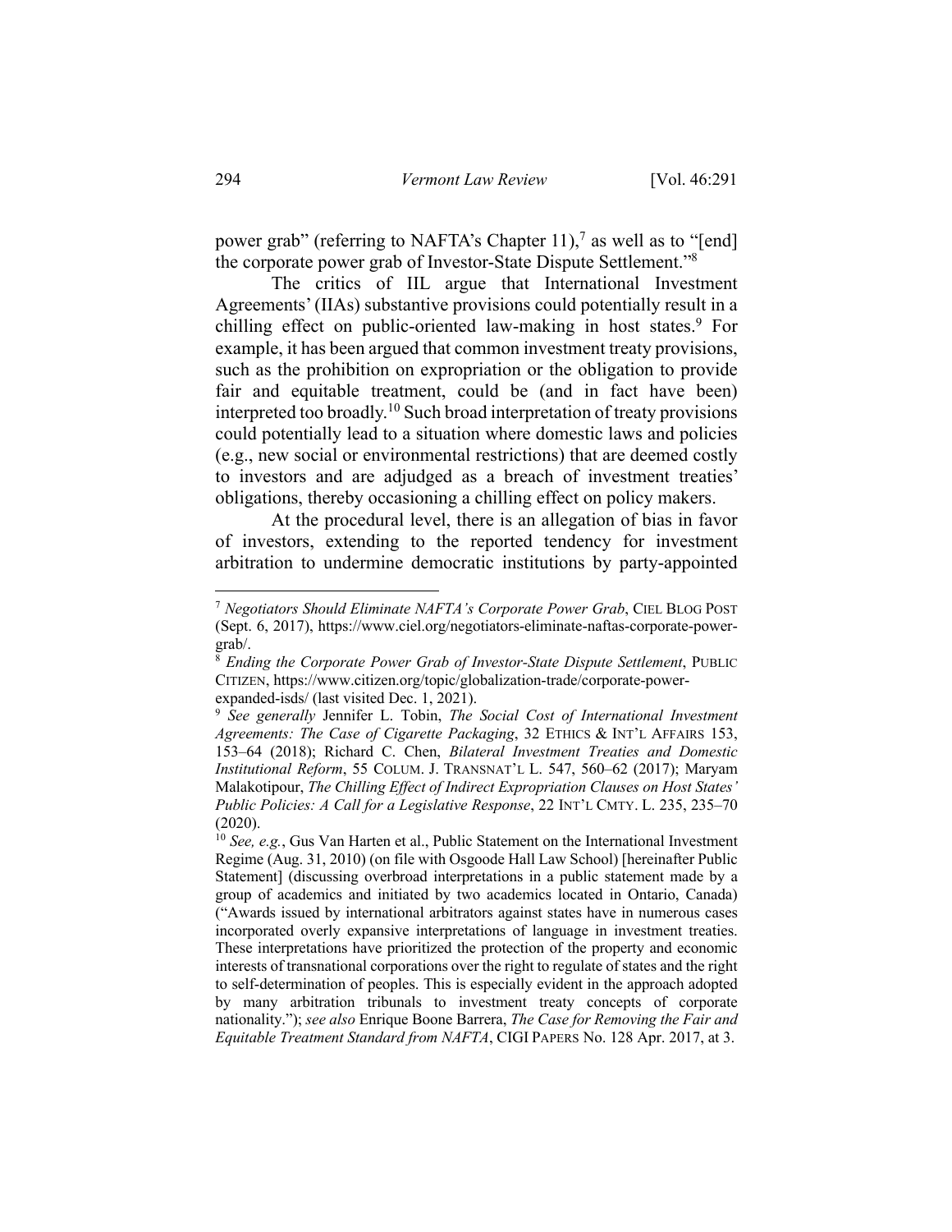power grab" (referring to NAFTA's Chapter 11),[7] as well as to "[end] the corporate power grab of Investor-State Dispute Settlement."[8]

The critics of IIL argue that International Investment Agreements' (IIAs) substantive provisions could potentially result in a chilling effect on public-oriented law-making in host states.[9] For example, it has been argued that common investment treaty provisions, such as the prohibition on expropriation or the obligation to provide fair and equitable treatment, could be (and in fact have been) interpreted too broadly.[10] Such broad interpretation of treaty provisions could potentially lead to a situation where domestic laws and policies (e.g., new social or environmental restrictions) that are deemed costly to investors and are adjudged as a breach of investment treaties' obligations, thereby occasioning a chilling effect on policy makers.

At the procedural level, there is an allegation of bias in favor of investors, extending to the reported tendency for investment arbitration to undermine democratic institutions by party-appointed

---

[7] *Negotiators Should Eliminate NAFTA's Corporate Power Grab*, CIEL BLOG POST (Sept. 6, 2017), https://www.ciel.org/negotiators-eliminate-naftas-corporate-power-grab/.

[8] *Ending the Corporate Power Grab of Investor-State Dispute Settlement*, PUBLIC CITIZEN, https://www.citizen.org/topic/globalization-trade/corporate-power-expanded-isds/ (last visited Dec. 1, 2021).

[9] *See generally* Jennifer L. Tobin, *The Social Cost of International Investment Agreements: The Case of Cigarette Packaging*, 32 ETHICS & INT'L AFFAIRS 153, 153–64 (2018); Richard C. Chen, *Bilateral Investment Treaties and Domestic Institutional Reform*, 55 COLUM. J. TRANSNAT'L L. 547, 560–62 (2017); Maryam Malakotipour, *The Chilling Effect of Indirect Expropriation Clauses on Host States' Public Policies: A Call for a Legislative Response*, 22 INT'L CMTY. L. 235, 235–70 (2020).

[10] *See, e.g.*, Gus Van Harten et al., Public Statement on the International Investment Regime (Aug. 31, 2010) (on file with Osgoode Hall Law School) [hereinafter Public Statement] (discussing overbroad interpretations in a public statement made by a group of academics and initiated by two academics located in Ontario, Canada) ("Awards issued by international arbitrators against states have in numerous cases incorporated overly expansive interpretations of language in investment treaties. These interpretations have prioritized the protection of the property and economic interests of transnational corporations over the right to regulate of states and the right to self-determination of peoples. This is especially evident in the approach adopted by many arbitration tribunals to investment treaty concepts of corporate nationality."); *see also* Enrique Boone Barrera, *The Case for Removing the Fair and Equitable Treatment Standard from NAFTA*, CIGI PAPERS No. 128 Apr. 2017, at 3.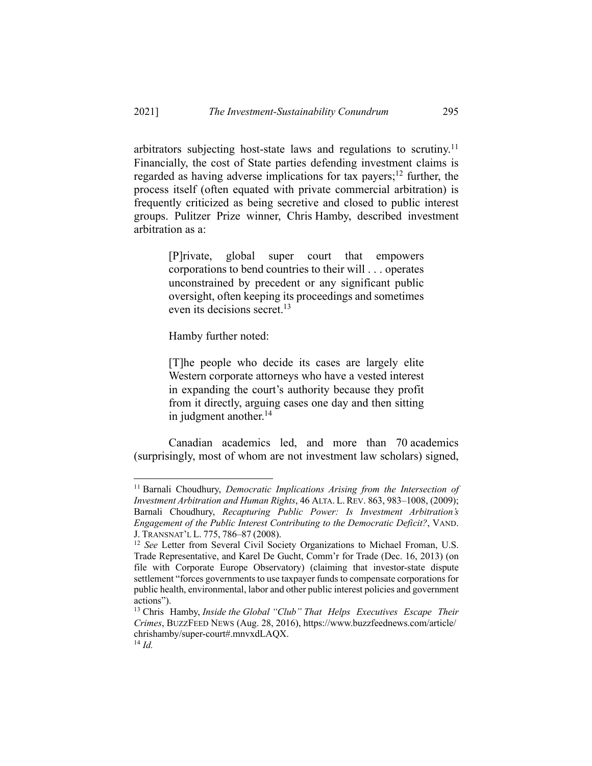arbitrators subjecting host-state laws and regulations to scrutiny.[11] Financially, the cost of State parties defending investment claims is regarded as having adverse implications for tax payers;[12] further, the process itself (often equated with private commercial arbitration) is frequently criticized as being secretive and closed to public interest groups. Pulitzer Prize winner, Chris Hamby, described investment arbitration as a:

> [P]rivate, global super court that empowers corporations to bend countries to their will . . . operates unconstrained by precedent or any significant public oversight, often keeping its proceedings and sometimes even its decisions secret.[13]

Hamby further noted:

> [T]he people who decide its cases are largely elite Western corporate attorneys who have a vested interest in expanding the court's authority because they profit from it directly, arguing cases one day and then sitting in judgment another.[14]

Canadian academics led, and more than 70 academics (surprisingly, most of whom are not investment law scholars) signed,

---

[11] Barnali Choudhury, *Democratic Implications Arising from the Intersection of Investment Arbitration and Human Rights*, 46 ALTA. L. REV. 863, 983–1008, (2009); Barnali Choudhury, *Recapturing Public Power: Is Investment Arbitration's Engagement of the Public Interest Contributing to the Democratic Deficit?*, VAND. J. TRANSNAT'L L. 775, 786–87 (2008).

[12] *See* Letter from Several Civil Society Organizations to Michael Froman, U.S. Trade Representative, and Karel De Gucht, Comm'r for Trade (Dec. 16, 2013) (on file with Corporate Europe Observatory) (claiming that investor-state dispute settlement "forces governments to use taxpayer funds to compensate corporations for public health, environmental, labor and other public interest policies and government actions").

[13] Chris Hamby, *Inside the Global "Club" That Helps Executives Escape Their Crimes*, BUZZFEED NEWS (Aug. 28, 2016), https://www.buzzfeednews.com/article/chrishamby/super-court#.mnvxdLAQX.

[14] *Id.*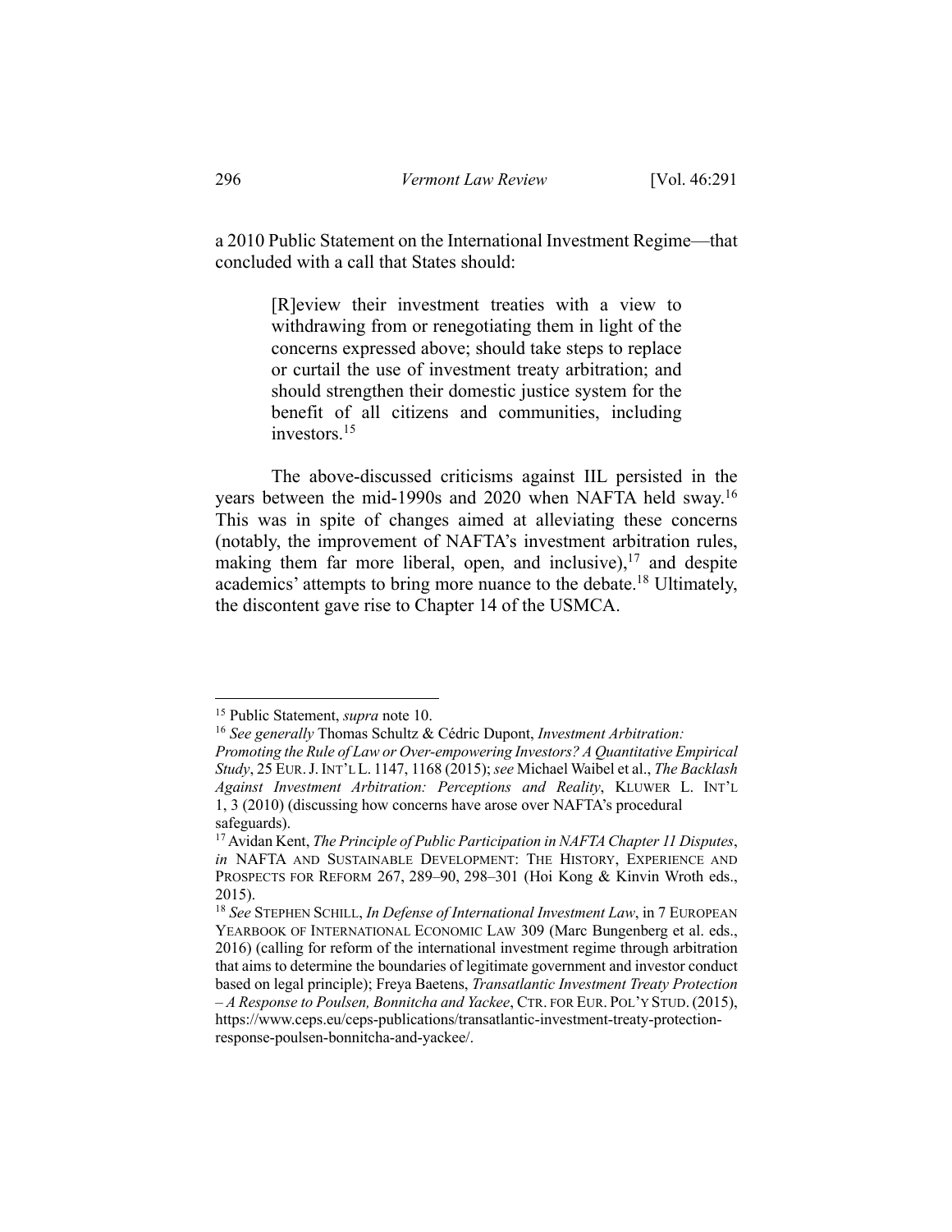a 2010 Public Statement on the International Investment Regime—that concluded with a call that States should:

> [R]eview their investment treaties with a view to withdrawing from or renegotiating them in light of the concerns expressed above; should take steps to replace or curtail the use of investment treaty arbitration; and should strengthen their domestic justice system for the benefit of all citizens and communities, including investors.[15]

The above-discussed criticisms against IIL persisted in the years between the mid-1990s and 2020 when NAFTA held sway.[16] This was in spite of changes aimed at alleviating these concerns (notably, the improvement of NAFTA's investment arbitration rules, making them far more liberal, open, and inclusive),[17] and despite academics' attempts to bring more nuance to the debate.[18] Ultimately, the discontent gave rise to Chapter 14 of the USMCA.

---

[15] Public Statement, *supra* note 10.

[16] *See generally* Thomas Schultz & Cédric Dupont, *Investment Arbitration: Promoting the Rule of Law or Over-empowering Investors? A Quantitative Empirical Study*, 25 EUR. J. INT'L L. 1147, 1168 (2015); *see* Michael Waibel et al., *The Backlash Against Investment Arbitration: Perceptions and Reality*, KLUWER L. INT'L 1, 3 (2010) (discussing how concerns have arose over NAFTA's procedural safeguards).

[17] Avidan Kent, *The Principle of Public Participation in NAFTA Chapter 11 Disputes*, *in* NAFTA AND SUSTAINABLE DEVELOPMENT: THE HISTORY, EXPERIENCE AND PROSPECTS FOR REFORM 267, 289–90, 298–301 (Hoi Kong & Kinvin Wroth eds., 2015).

[18] *See* STEPHEN SCHILL, *In Defense of International Investment Law*, in 7 EUROPEAN YEARBOOK OF INTERNATIONAL ECONOMIC LAW 309 (Marc Bungenberg et al. eds., 2016) (calling for reform of the international investment regime through arbitration that aims to determine the boundaries of legitimate government and investor conduct based on legal principle); Freya Baetens, *Transatlantic Investment Treaty Protection – A Response to Poulsen, Bonnitcha and Yackee*, CTR. FOR EUR. POL'Y STUD. (2015), https://www.ceps.eu/ceps-publications/transatlantic-investment-treaty-protection-response-poulsen-bonnitcha-and-yackee/.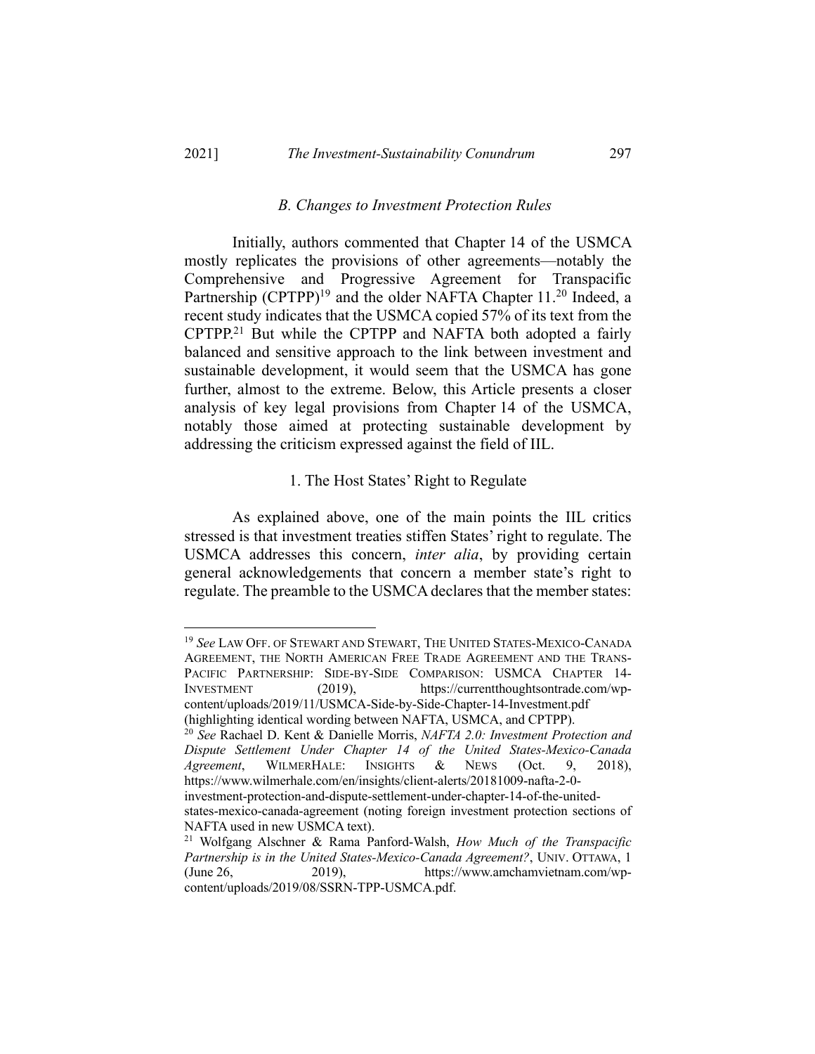### B. Changes to Investment Protection Rules

Initially, authors commented that Chapter 14 of the USMCA mostly replicates the provisions of other agreements—notably the Comprehensive and Progressive Agreement for Transpacific Partnership (CPTPP)[19] and the older NAFTA Chapter 11.[20] Indeed, a recent study indicates that the USMCA copied 57% of its text from the CPTPP.[21] But while the CPTPP and NAFTA both adopted a fairly balanced and sensitive approach to the link between investment and sustainable development, it would seem that the USMCA has gone further, almost to the extreme. Below, this Article presents a closer analysis of key legal provisions from Chapter 14 of the USMCA, notably those aimed at protecting sustainable development by addressing the criticism expressed against the field of IIL.

#### 1. The Host States' Right to Regulate

As explained above, one of the main points the IIL critics stressed is that investment treaties stiffen States' right to regulate. The USMCA addresses this concern, *inter alia*, by providing certain general acknowledgements that concern a member state's right to regulate. The preamble to the USMCA declares that the member states:

---

[19] *See* LAW OFF. OF STEWART AND STEWART, THE UNITED STATES-MEXICO-CANADA AGREEMENT, THE NORTH AMERICAN FREE TRADE AGREEMENT AND THE TRANS-PACIFIC PARTNERSHIP: SIDE-BY-SIDE COMPARISON: USMCA CHAPTER 14-INVESTMENT (2019), https://currentthoughtsontrade.com/wp-content/uploads/2019/11/USMCA-Side-by-Side-Chapter-14-Investment.pdf (highlighting identical wording between NAFTA, USMCA, and CPTPP).

[20] *See* Rachael D. Kent & Danielle Morris, *NAFTA 2.0: Investment Protection and Dispute Settlement Under Chapter 14 of the United States-Mexico-Canada Agreement*, WILMERHALE: INSIGHTS & NEWS (Oct. 9, 2018), https://www.wilmerhale.com/en/insights/client-alerts/20181009-nafta-2-0-investment-protection-and-dispute-settlement-under-chapter-14-of-the-united-states-mexico-canada-agreement (noting foreign investment protection sections of NAFTA used in new USMCA text).

[21] Wolfgang Alschner & Rama Panford-Walsh, *How Much of the Transpacific Partnership is in the United States-Mexico-Canada Agreement?*, UNIV. OTTAWA, 1 (June 26, 2019), https://www.amchamvietnam.com/wp-content/uploads/2019/08/SSRN-TPP-USMCA.pdf.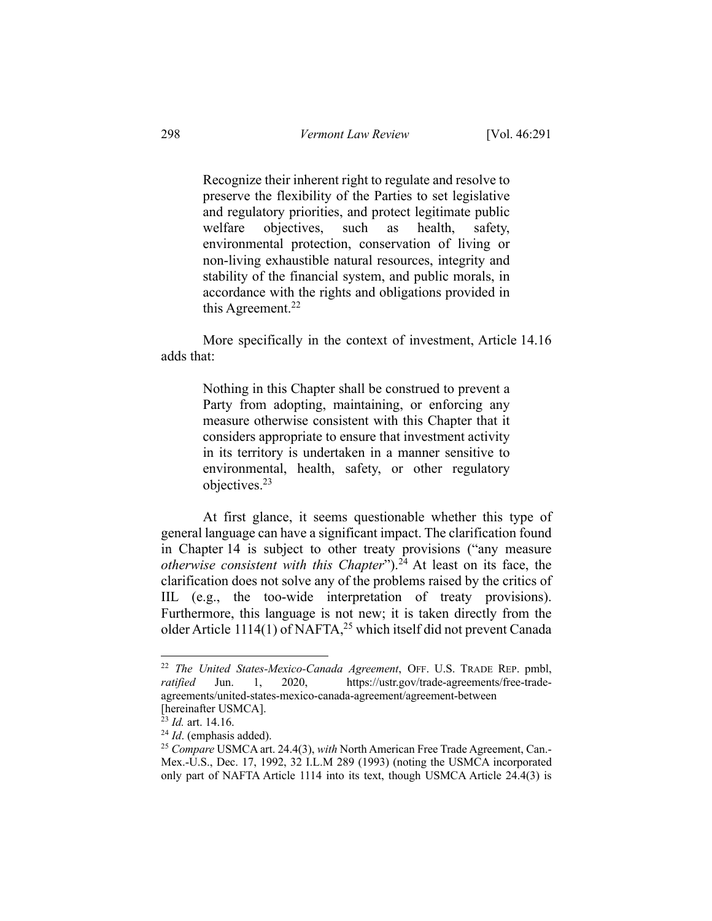> Recognize their inherent right to regulate and resolve to preserve the flexibility of the Parties to set legislative and regulatory priorities, and protect legitimate public welfare objectives, such as health, safety, environmental protection, conservation of living or non-living exhaustible natural resources, integrity and stability of the financial system, and public morals, in accordance with the rights and obligations provided in this Agreement.[22]

More specifically in the context of investment, Article 14.16 adds that:

> Nothing in this Chapter shall be construed to prevent a Party from adopting, maintaining, or enforcing any measure otherwise consistent with this Chapter that it considers appropriate to ensure that investment activity in its territory is undertaken in a manner sensitive to environmental, health, safety, or other regulatory objectives.[23]

At first glance, it seems questionable whether this type of general language can have a significant impact. The clarification found in Chapter 14 is subject to other treaty provisions ("any measure *otherwise consistent with this Chapter*").[24] At least on its face, the clarification does not solve any of the problems raised by the critics of IIL (e.g., the too-wide interpretation of treaty provisions). Furthermore, this language is not new; it is taken directly from the older Article 1114(1) of NAFTA,[25] which itself did not prevent Canada

---

[22] *The United States-Mexico-Canada Agreement*, OFF. U.S. TRADE REP. pmbl, *ratified* Jun. 1, 2020, https://ustr.gov/trade-agreements/free-trade-agreements/united-states-mexico-canada-agreement/agreement-between [hereinafter USMCA].

[23] *Id.* art. 14.16.

[24] *Id*. (emphasis added).

[25] *Compare* USMCA art. 24.4(3), *with* North American Free Trade Agreement, Can.-Mex.-U.S., Dec. 17, 1992, 32 I.L.M 289 (1993) (noting the USMCA incorporated only part of NAFTA Article 1114 into its text, though USMCA Article 24.4(3) is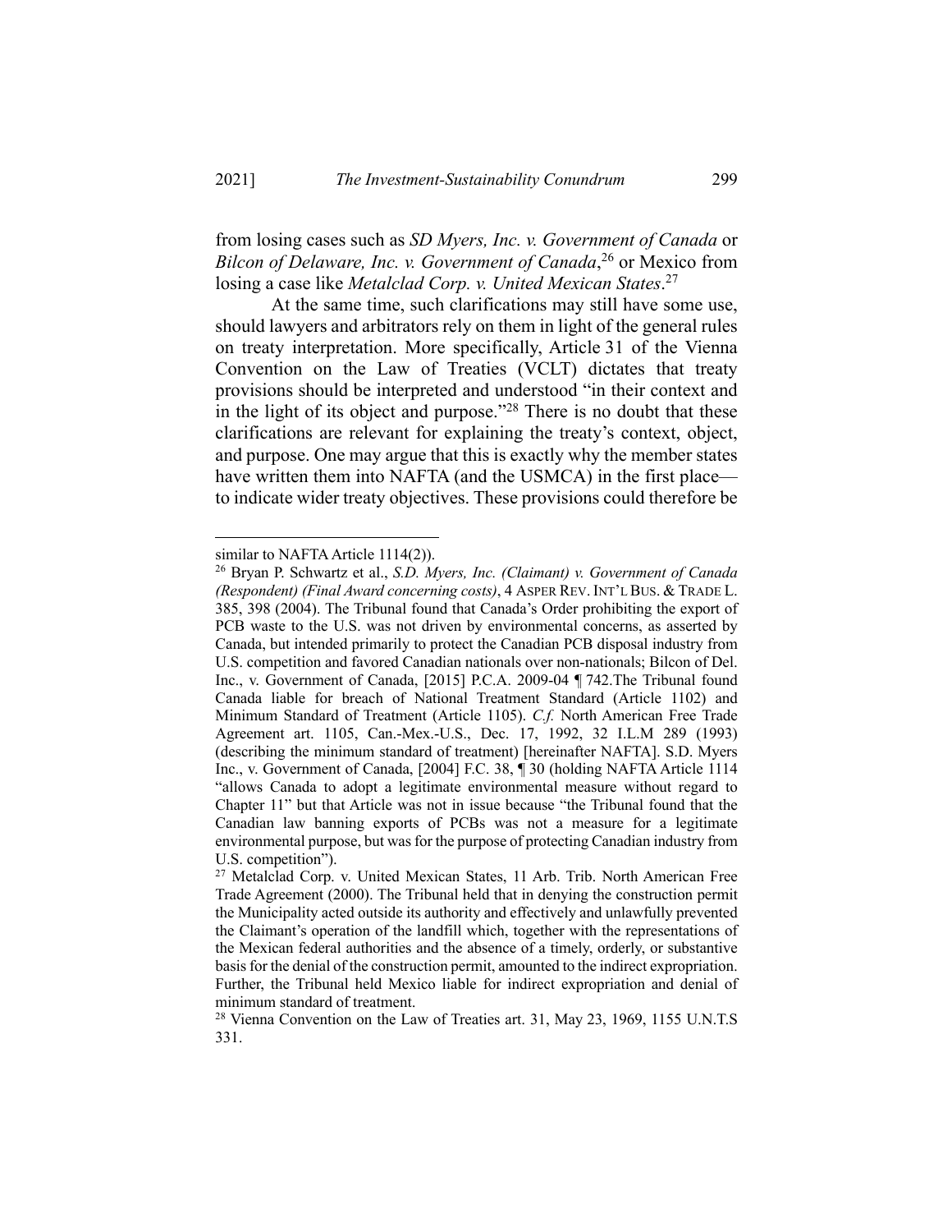from losing cases such as *SD Myers, Inc. v. Government of Canada* or *Bilcon of Delaware, Inc. v. Government of Canada*,[26] or Mexico from losing a case like *Metalclad Corp. v. United Mexican States*.[27]

At the same time, such clarifications may still have some use, should lawyers and arbitrators rely on them in light of the general rules on treaty interpretation. More specifically, Article 31 of the Vienna Convention on the Law of Treaties (VCLT) dictates that treaty provisions should be interpreted and understood "in their context and in the light of its object and purpose."[28] There is no doubt that these clarifications are relevant for explaining the treaty's context, object, and purpose. One may argue that this is exactly why the member states have written them into NAFTA (and the USMCA) in the first place—to indicate wider treaty objectives. These provisions could therefore be

---

similar to NAFTA Article 1114(2)).

[26] Bryan P. Schwartz et al., *S.D. Myers, Inc. (Claimant) v. Government of Canada (Respondent) (Final Award concerning costs)*, 4 ASPER REV. INT'L BUS. & TRADE L. 385, 398 (2004). The Tribunal found that Canada's Order prohibiting the export of PCB waste to the U.S. was not driven by environmental concerns, as asserted by Canada, but intended primarily to protect the Canadian PCB disposal industry from U.S. competition and favored Canadian nationals over non-nationals; Bilcon of Del. Inc., v. Government of Canada, [2015] P.C.A. 2009-04 ¶ 742.The Tribunal found Canada liable for breach of National Treatment Standard (Article 1102) and Minimum Standard of Treatment (Article 1105). *C.f.* North American Free Trade Agreement art. 1105, Can.-Mex.-U.S., Dec. 17, 1992, 32 I.L.M 289 (1993) (describing the minimum standard of treatment) [hereinafter NAFTA]. S.D. Myers Inc., v. Government of Canada, [2004] F.C. 38, ¶ 30 (holding NAFTA Article 1114 "allows Canada to adopt a legitimate environmental measure without regard to Chapter 11" but that Article was not in issue because "the Tribunal found that the Canadian law banning exports of PCBs was not a measure for a legitimate environmental purpose, but was for the purpose of protecting Canadian industry from U.S. competition").

[27] Metalclad Corp. v. United Mexican States, 11 Arb. Trib. North American Free Trade Agreement (2000). The Tribunal held that in denying the construction permit the Municipality acted outside its authority and effectively and unlawfully prevented the Claimant's operation of the landfill which, together with the representations of the Mexican federal authorities and the absence of a timely, orderly, or substantive basis for the denial of the construction permit, amounted to the indirect expropriation. Further, the Tribunal held Mexico liable for indirect expropriation and denial of minimum standard of treatment.

[28] Vienna Convention on the Law of Treaties art. 31, May 23, 1969, 1155 U.N.T.S 331.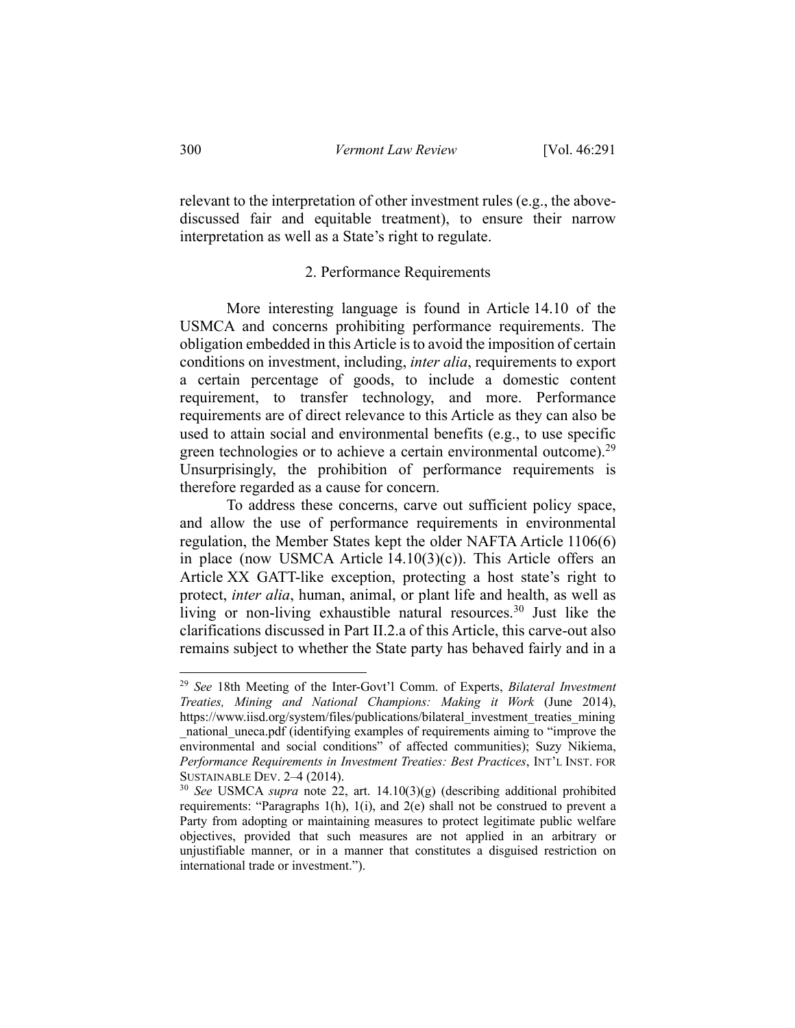relevant to the interpretation of other investment rules (e.g., the above-discussed fair and equitable treatment), to ensure their narrow interpretation as well as a State's right to regulate.

### 2. Performance Requirements

More interesting language is found in Article 14.10 of the USMCA and concerns prohibiting performance requirements. The obligation embedded in this Article is to avoid the imposition of certain conditions on investment, including, *inter alia*, requirements to export a certain percentage of goods, to include a domestic content requirement, to transfer technology, and more. Performance requirements are of direct relevance to this Article as they can also be used to attain social and environmental benefits (e.g., to use specific green technologies or to achieve a certain environmental outcome).[29] Unsurprisingly, the prohibition of performance requirements is therefore regarded as a cause for concern.

To address these concerns, carve out sufficient policy space, and allow the use of performance requirements in environmental regulation, the Member States kept the older NAFTA Article 1106(6) in place (now USMCA Article 14.10(3)(c)). This Article offers an Article XX GATT-like exception, protecting a host state's right to protect, *inter alia*, human, animal, or plant life and health, as well as living or non-living exhaustible natural resources.[30] Just like the clarifications discussed in Part II.2.a of this Article, this carve-out also remains subject to whether the State party has behaved fairly and in a

---

[29] *See* 18th Meeting of the Inter-Govt'l Comm. of Experts, *Bilateral Investment Treaties, Mining and National Champions: Making it Work* (June 2014), https://www.iisd.org/system/files/publications/bilateral_investment_treaties_mining_national_uneca.pdf (identifying examples of requirements aiming to "improve the environmental and social conditions" of affected communities); Suzy Nikiema, *Performance Requirements in Investment Treaties: Best Practices*, INT'L INST. FOR SUSTAINABLE DEV. 2–4 (2014).

[30] *See* USMCA *supra* note 22, art. 14.10(3)(g) (describing additional prohibited requirements: "Paragraphs 1(h), 1(i), and 2(e) shall not be construed to prevent a Party from adopting or maintaining measures to protect legitimate public welfare objectives, provided that such measures are not applied in an arbitrary or unjustifiable manner, or in a manner that constitutes a disguised restriction on international trade or investment.").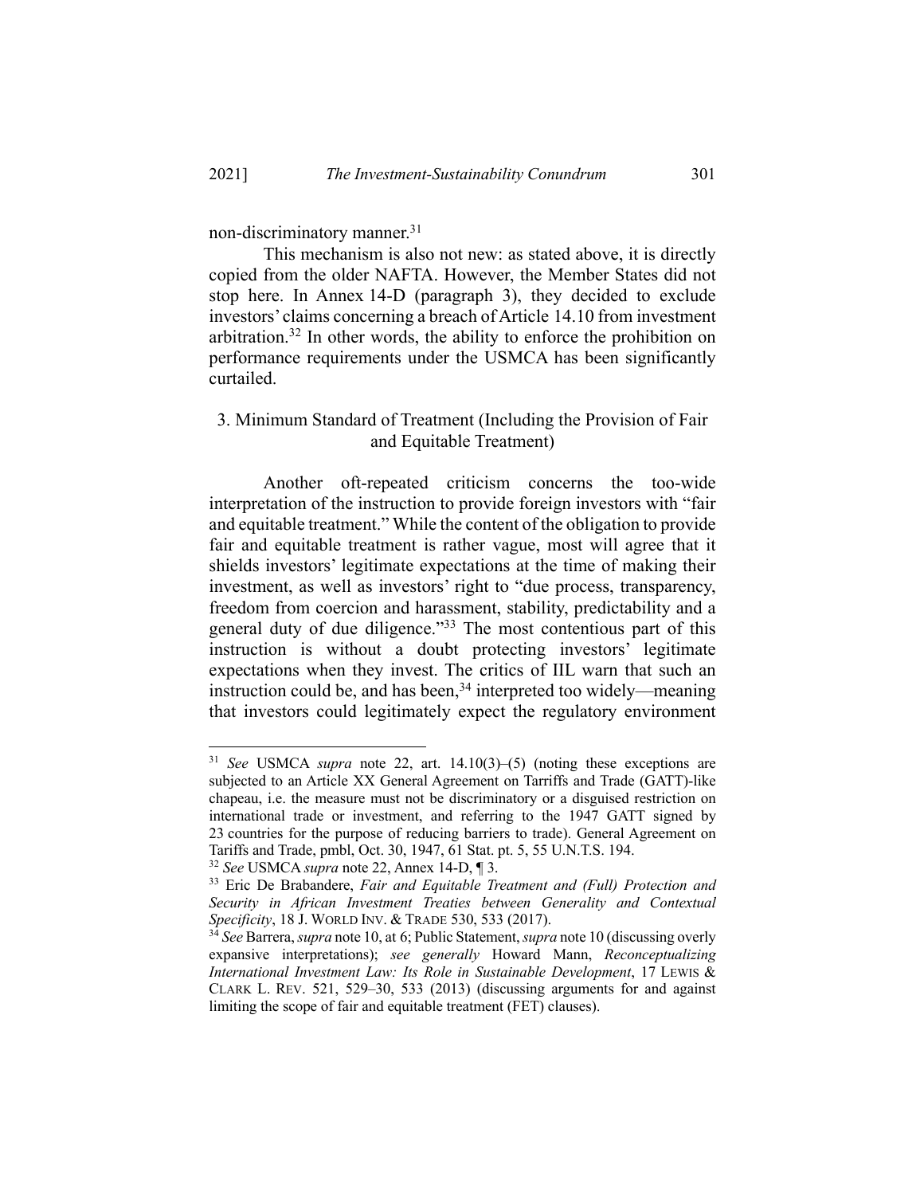non-discriminatory manner.[31]

This mechanism is also not new: as stated above, it is directly copied from the older NAFTA. However, the Member States did not stop here. In Annex 14-D (paragraph 3), they decided to exclude investors' claims concerning a breach of Article 14.10 from investment arbitration.[32] In other words, the ability to enforce the prohibition on performance requirements under the USMCA has been significantly curtailed.

### 3. Minimum Standard of Treatment (Including the Provision of Fair and Equitable Treatment)

Another oft-repeated criticism concerns the too-wide interpretation of the instruction to provide foreign investors with "fair and equitable treatment." While the content of the obligation to provide fair and equitable treatment is rather vague, most will agree that it shields investors' legitimate expectations at the time of making their investment, as well as investors' right to "due process, transparency, freedom from coercion and harassment, stability, predictability and a general duty of due diligence."[33] The most contentious part of this instruction is without a doubt protecting investors' legitimate expectations when they invest. The critics of IIL warn that such an instruction could be, and has been,[34] interpreted too widely—meaning that investors could legitimately expect the regulatory environment

---

[31] *See* USMCA *supra* note 22, art. 14.10(3)–(5) (noting these exceptions are subjected to an Article XX General Agreement on Tariffs and Trade (GATT)-like chapeau, i.e. the measure must not be discriminatory or a disguised restriction on international trade or investment, and referring to the 1947 GATT signed by 23 countries for the purpose of reducing barriers to trade). General Agreement on Tariffs and Trade, pmbl, Oct. 30, 1947, 61 Stat. pt. 5, 55 U.N.T.S. 194.

[32] *See* USMCA *supra* note 22, Annex 14-D, ¶ 3.

[33] Eric De Brabandere, *Fair and Equitable Treatment and (Full) Protection and Security in African Investment Treaties between Generality and Contextual Specificity*, 18 J. WORLD INV. & TRADE 530, 533 (2017).

[34] *See* Barrera, *supra* note 10, at 6; Public Statement, *supra* note 10 (discussing overly expansive interpretations); *see generally* Howard Mann, *Reconceptualizing International Investment Law: Its Role in Sustainable Development*, 17 LEWIS & CLARK L. REV. 521, 529–30, 533 (2013) (discussing arguments for and against limiting the scope of fair and equitable treatment (FET) clauses).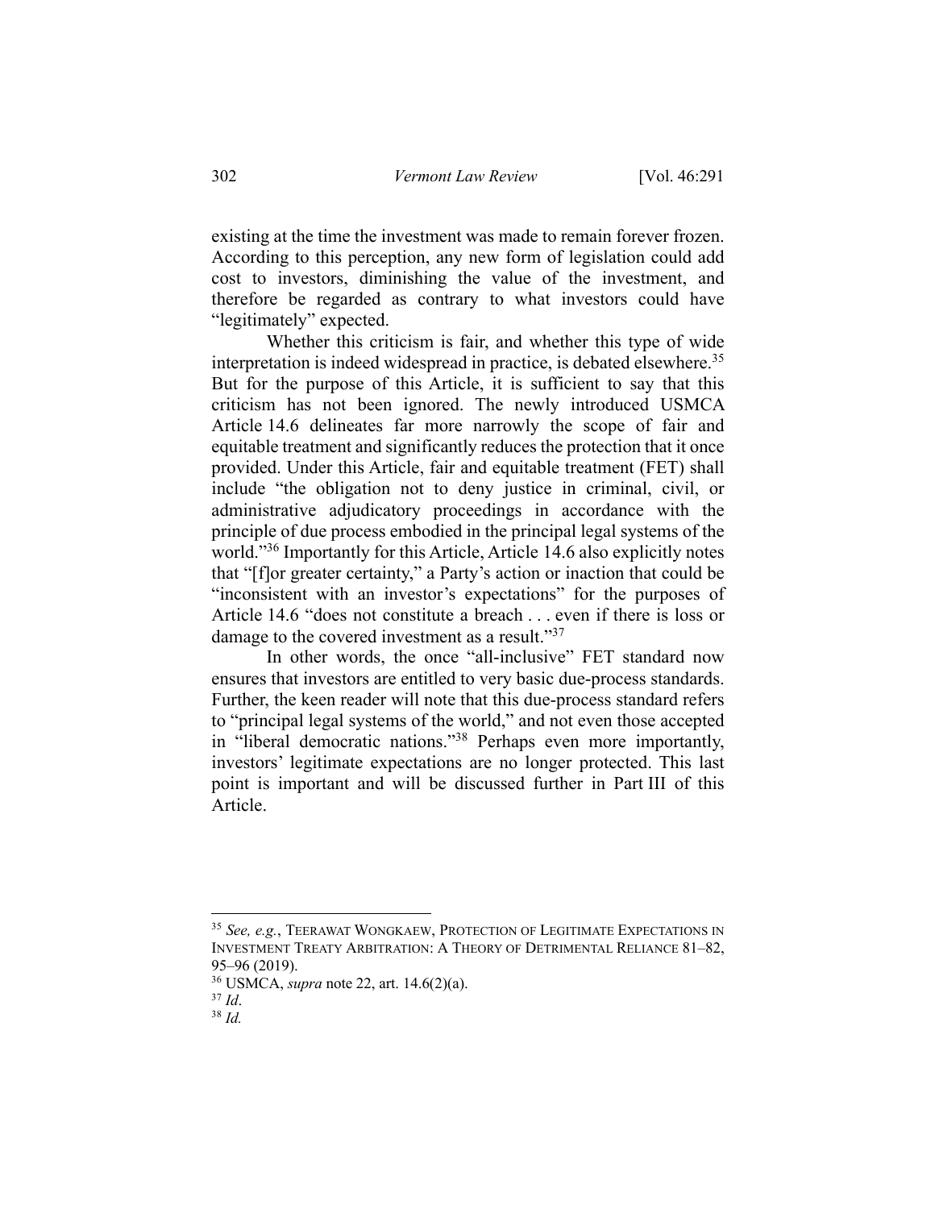existing at the time the investment was made to remain forever frozen. According to this perception, any new form of legislation could add cost to investors, diminishing the value of the investment, and therefore be regarded as contrary to what investors could have "legitimately" expected.

Whether this criticism is fair, and whether this type of wide interpretation is indeed widespread in practice, is debated elsewhere.[35] But for the purpose of this Article, it is sufficient to say that this criticism has not been ignored. The newly introduced USMCA Article 14.6 delineates far more narrowly the scope of fair and equitable treatment and significantly reduces the protection that it once provided. Under this Article, fair and equitable treatment (FET) shall include "the obligation not to deny justice in criminal, civil, or administrative adjudicatory proceedings in accordance with the principle of due process embodied in the principal legal systems of the world."[36] Importantly for this Article, Article 14.6 also explicitly notes that "[f]or greater certainty," a Party's action or inaction that could be "inconsistent with an investor's expectations" for the purposes of Article 14.6 "does not constitute a breach . . . even if there is loss or damage to the covered investment as a result."[37]

In other words, the once "all-inclusive" FET standard now ensures that investors are entitled to very basic due-process standards. Further, the keen reader will note that this due-process standard refers to "principal legal systems of the world," and not even those accepted in "liberal democratic nations."[38] Perhaps even more importantly, investors' legitimate expectations are no longer protected. This last point is important and will be discussed further in Part III of this Article.

---

[35] *See, e.g.*, TEERAWAT WONGKAEW, PROTECTION OF LEGITIMATE EXPECTATIONS IN INVESTMENT TREATY ARBITRATION: A THEORY OF DETRIMENTAL RELIANCE 81–82, 95–96 (2019).

[36] USMCA, *supra* note 22, art. 14.6(2)(a).

[37] *Id*.

[38] *Id.*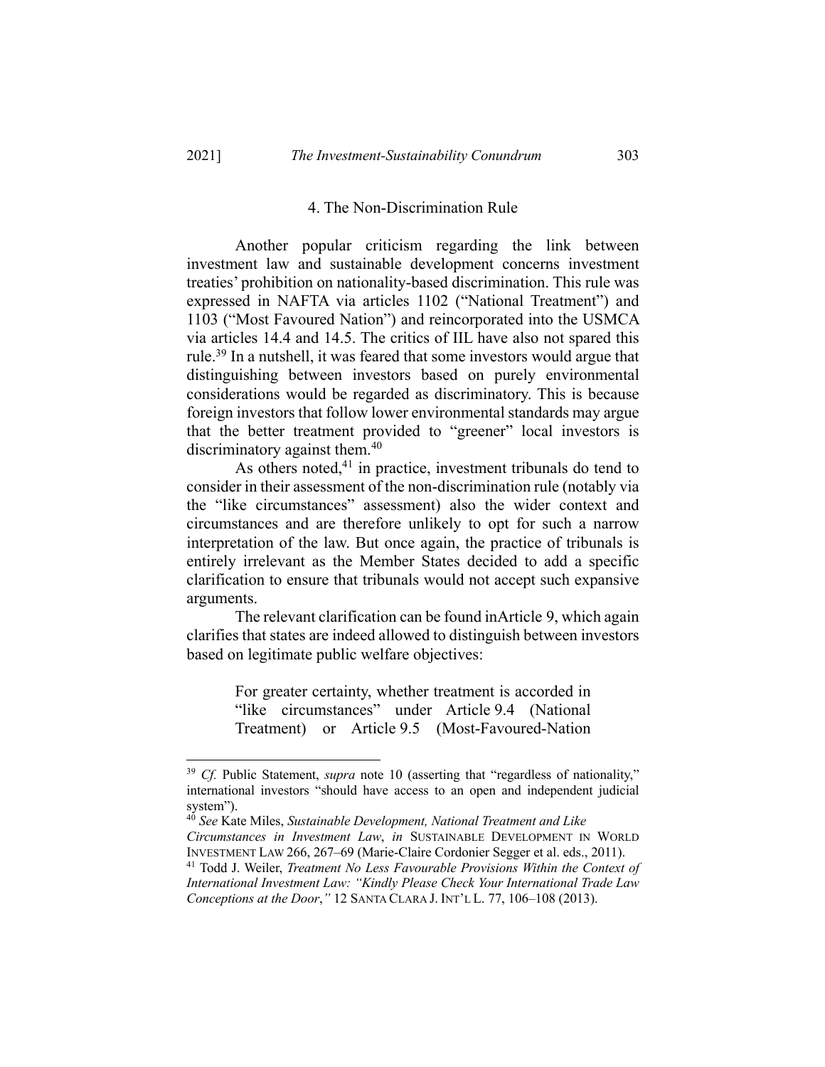### 4. The Non-Discrimination Rule

Another popular criticism regarding the link between investment law and sustainable development concerns investment treaties' prohibition on nationality-based discrimination. This rule was expressed in NAFTA via articles 1102 ("National Treatment") and 1103 ("Most Favoured Nation") and reincorporated into the USMCA via articles 14.4 and 14.5. The critics of IIL have also not spared this rule.[39] In a nutshell, it was feared that some investors would argue that distinguishing between investors based on purely environmental considerations would be regarded as discriminatory. This is because foreign investors that follow lower environmental standards may argue that the better treatment provided to "greener" local investors is discriminatory against them.[40]

As others noted,[41] in practice, investment tribunals do tend to consider in their assessment of the non-discrimination rule (notably via the "like circumstances" assessment) also the wider context and circumstances and are therefore unlikely to opt for such a narrow interpretation of the law. But once again, the practice of tribunals is entirely irrelevant as the Member States decided to add a specific clarification to ensure that tribunals would not accept such expansive arguments.

The relevant clarification can be found inArticle 9, which again clarifies that states are indeed allowed to distinguish between investors based on legitimate public welfare objectives:

> For greater certainty, whether treatment is accorded in "like circumstances" under Article 9.4 (National Treatment) or Article 9.5 (Most-Favoured-Nation

---

[39] *Cf.* Public Statement, *supra* note 10 (asserting that "regardless of nationality," international investors "should have access to an open and independent judicial system").

[40] *See* Kate Miles, *Sustainable Development, National Treatment and Like Circumstances in Investment Law*, *in* SUSTAINABLE DEVELOPMENT IN WORLD INVESTMENT LAW 266, 267–69 (Marie-Claire Cordonier Segger et al. eds., 2011).

[41] Todd J. Weiler, *Treatment No Less Favourable Provisions Within the Context of International Investment Law: "Kindly Please Check Your International Trade Law Conceptions at the Door*,*"* 12 SANTA CLARA J. INT'L L. 77, 106–108 (2013).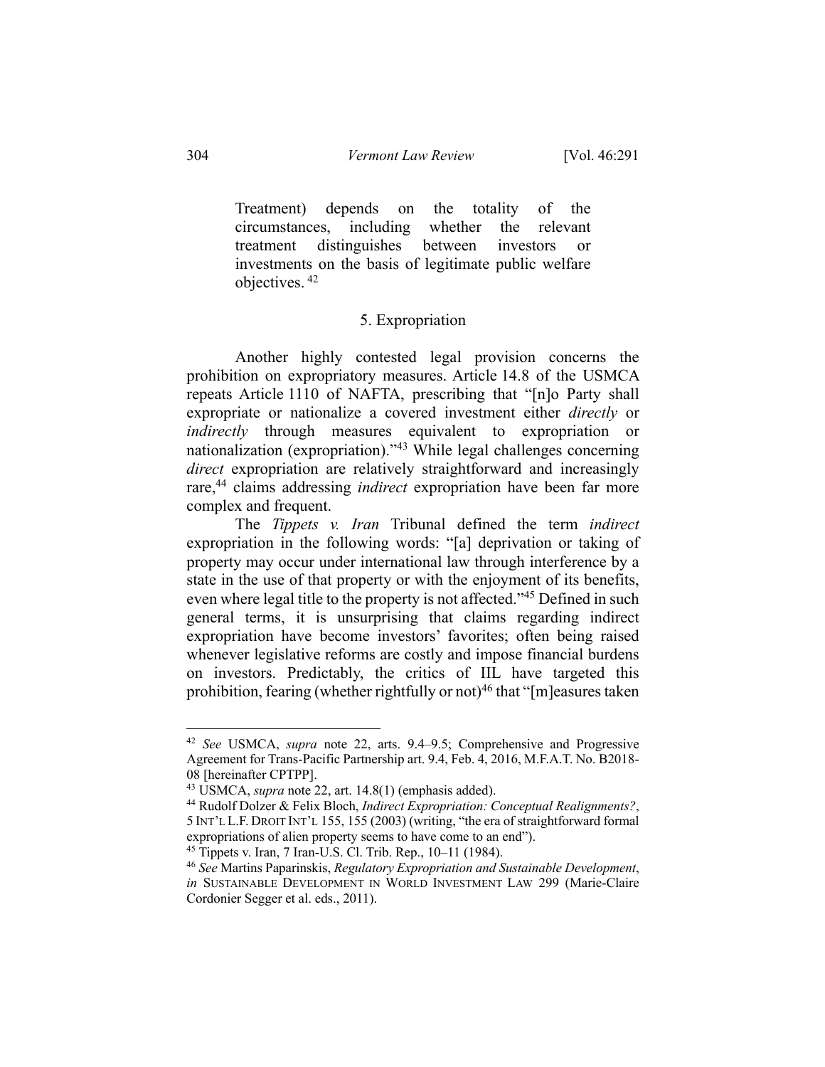Treatment) depends on the totality of the circumstances, including whether the relevant treatment distinguishes between investors or investments on the basis of legitimate public welfare objectives.[42]

### 5. Expropriation

Another highly contested legal provision concerns the prohibition on expropriatory measures. Article 14.8 of the USMCA repeats Article 1110 of NAFTA, prescribing that "[n]o Party shall expropriate or nationalize a covered investment either *directly* or *indirectly* through measures equivalent to expropriation or nationalization (expropriation)."[43] While legal challenges concerning *direct* expropriation are relatively straightforward and increasingly rare,[44] claims addressing *indirect* expropriation have been far more complex and frequent.

The *Tippets v. Iran* Tribunal defined the term *indirect* expropriation in the following words: "[a] deprivation or taking of property may occur under international law through interference by a state in the use of that property or with the enjoyment of its benefits, even where legal title to the property is not affected."[45] Defined in such general terms, it is unsurprising that claims regarding indirect expropriation have become investors' favorites; often being raised whenever legislative reforms are costly and impose financial burdens on investors. Predictably, the critics of IIL have targeted this prohibition, fearing (whether rightfully or not)[46] that "[m]easures taken

---

[42] *See* USMCA, *supra* note 22, arts. 9.4–9.5; Comprehensive and Progressive Agreement for Trans-Pacific Partnership art. 9.4, Feb. 4, 2016, M.F.A.T. No. B2018-08 [hereinafter CPTPP].

[43] USMCA, *supra* note 22, art. 14.8(1) (emphasis added).

[44] Rudolf Dolzer & Felix Bloch, *Indirect Expropriation: Conceptual Realignments?*, 5 INT'L L.F. DROIT INT'L 155, 155 (2003) (writing, "the era of straightforward formal expropriations of alien property seems to have come to an end").

[45] Tippets v. Iran, 7 Iran-U.S. Cl. Trib. Rep., 10–11 (1984).

[46] *See* Martins Paparinskis, *Regulatory Expropriation and Sustainable Development*, *in* SUSTAINABLE DEVELOPMENT IN WORLD INVESTMENT LAW 299 (Marie-Claire Cordonier Segger et al. eds., 2011).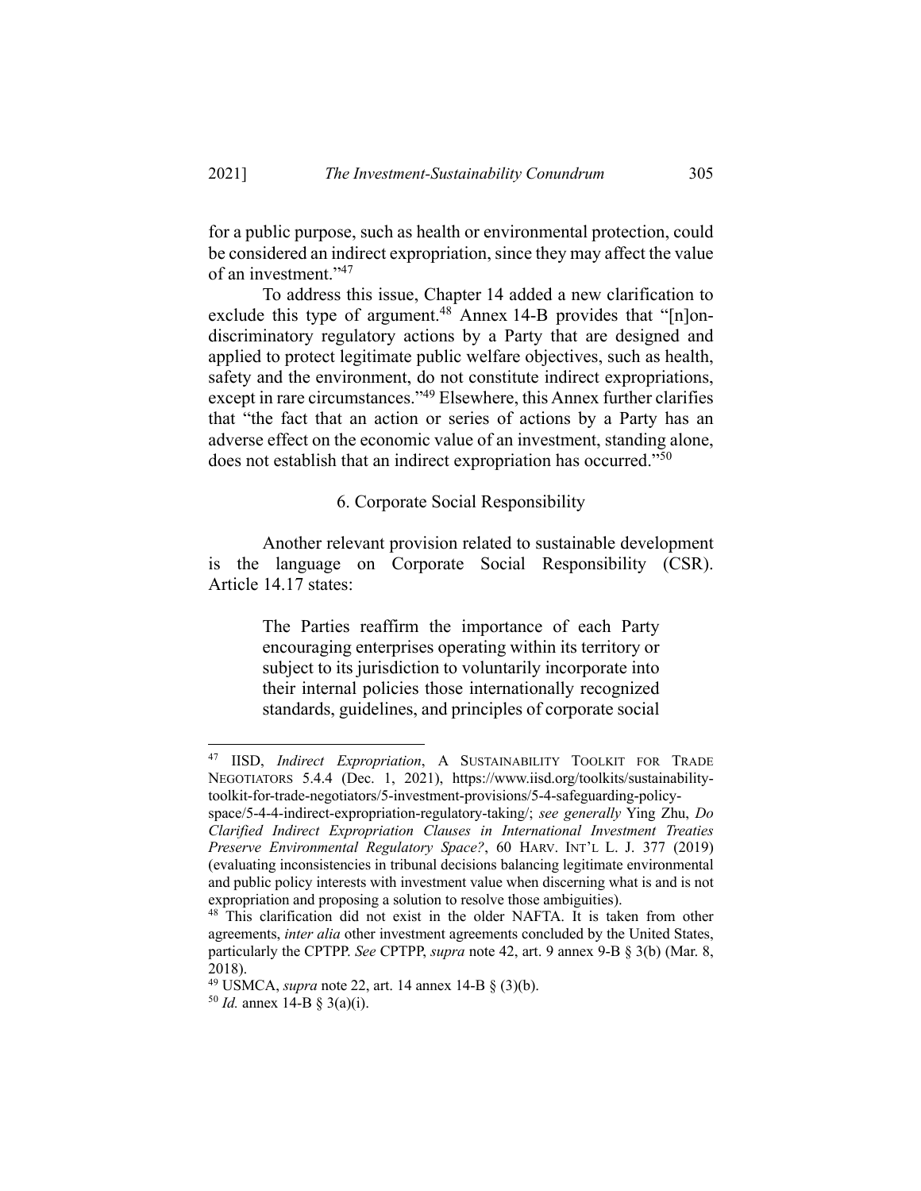for a public purpose, such as health or environmental protection, could be considered an indirect expropriation, since they may affect the value of an investment."[47]

To address this issue, Chapter 14 added a new clarification to exclude this type of argument.[48] Annex 14-B provides that "[n]on-discriminatory regulatory actions by a Party that are designed and applied to protect legitimate public welfare objectives, such as health, safety and the environment, do not constitute indirect expropriations, except in rare circumstances."[49] Elsewhere, this Annex further clarifies that "the fact that an action or series of actions by a Party has an adverse effect on the economic value of an investment, standing alone, does not establish that an indirect expropriation has occurred."[50]

### 6. Corporate Social Responsibility

Another relevant provision related to sustainable development is the language on Corporate Social Responsibility (CSR). Article 14.17 states:

> The Parties reaffirm the importance of each Party encouraging enterprises operating within its territory or subject to its jurisdiction to voluntarily incorporate into their internal policies those internationally recognized standards, guidelines, and principles of corporate social

---

[47] IISD, *Indirect Expropriation*, A SUSTAINABILITY TOOLKIT FOR TRADE NEGOTIATORS 5.4.4 (Dec. 1, 2021), https://www.iisd.org/toolkits/sustainability-toolkit-for-trade-negotiators/5-investment-provisions/5-4-safeguarding-policy-space/5-4-4-indirect-expropriation-regulatory-taking/; *see generally* Ying Zhu, *Do Clarified Indirect Expropriation Clauses in International Investment Treaties Preserve Environmental Regulatory Space?*, 60 HARV. INT'L L. J. 377 (2019) (evaluating inconsistencies in tribunal decisions balancing legitimate environmental and public policy interests with investment value when discerning what is and is not expropriation and proposing a solution to resolve those ambiguities).

[48] This clarification did not exist in the older NAFTA. It is taken from other agreements, *inter alia* other investment agreements concluded by the United States, particularly the CPTPP. *See* CPTPP, *supra* note 42, art. 9 annex 9-B § 3(b) (Mar. 8, 2018).

[49] USMCA, *supra* note 22, art. 14 annex 14-B § (3)(b).

[50] *Id.* annex 14-B § 3(a)(i).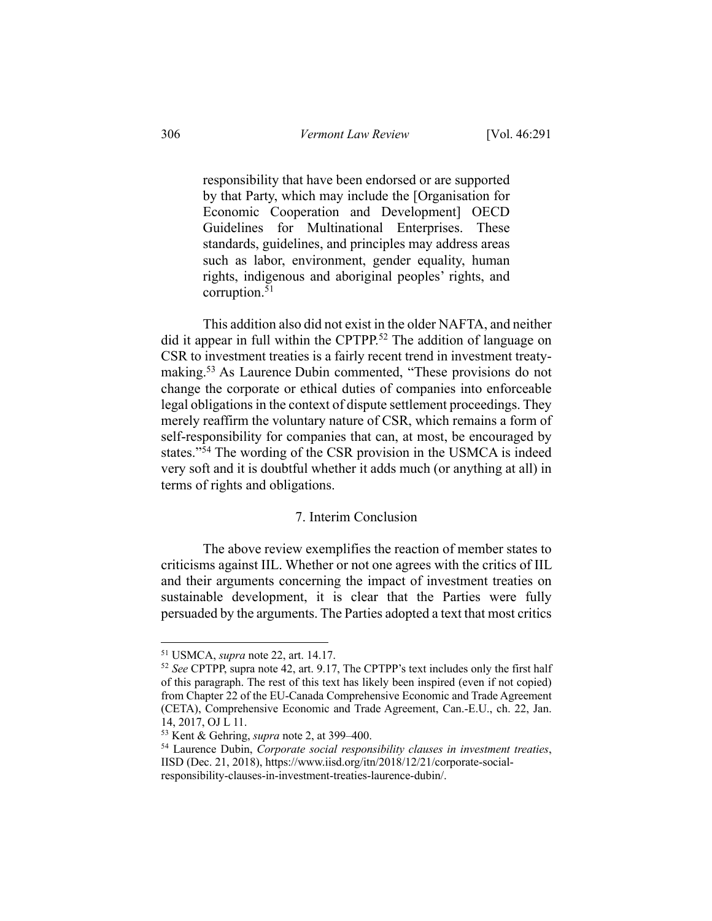> responsibility that have been endorsed or are supported by that Party, which may include the [Organisation for Economic Cooperation and Development] OECD Guidelines for Multinational Enterprises. These standards, guidelines, and principles may address areas such as labor, environment, gender equality, human rights, indigenous and aboriginal peoples' rights, and corruption.[51]

This addition also did not exist in the older NAFTA, and neither did it appear in full within the CPTPP.[52] The addition of language on CSR to investment treaties is a fairly recent trend in investment treaty-making.[53] As Laurence Dubin commented, "These provisions do not change the corporate or ethical duties of companies into enforceable legal obligations in the context of dispute settlement proceedings. They merely reaffirm the voluntary nature of CSR, which remains a form of self-responsibility for companies that can, at most, be encouraged by states."[54] The wording of the CSR provision in the USMCA is indeed very soft and it is doubtful whether it adds much (or anything at all) in terms of rights and obligations.

### 7. Interim Conclusion

The above review exemplifies the reaction of member states to criticisms against IIL. Whether or not one agrees with the critics of IIL and their arguments concerning the impact of investment treaties on sustainable development, it is clear that the Parties were fully persuaded by the arguments. The Parties adopted a text that most critics

---

[51] USMCA, *supra* note 22, art. 14.17.

[52] *See* CPTPP, supra note 42, art. 9.17, The CPTPP's text includes only the first half of this paragraph. The rest of this text has likely been inspired (even if not copied) from Chapter 22 of the EU-Canada Comprehensive Economic and Trade Agreement (CETA), Comprehensive Economic and Trade Agreement, Can.-E.U., ch. 22, Jan. 14, 2017, OJ L 11.

[53] Kent & Gehring, *supra* note 2, at 399–400.

[54] Laurence Dubin, *Corporate social responsibility clauses in investment treaties*, IISD (Dec. 21, 2018), https://www.iisd.org/itn/2018/12/21/corporate-social-responsibility-clauses-in-investment-treaties-laurence-dubin/.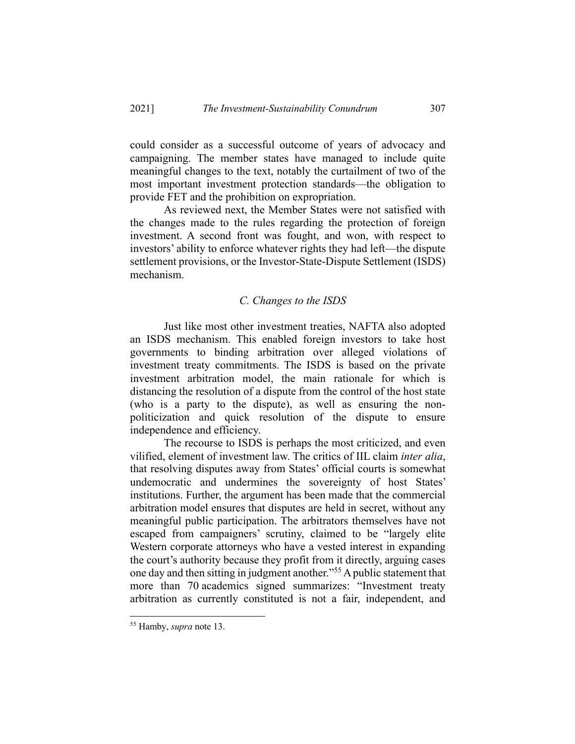could consider as a successful outcome of years of advocacy and campaigning. The member states have managed to include quite meaningful changes to the text, notably the curtailment of two of the most important investment protection standards—the obligation to provide FET and the prohibition on expropriation.

As reviewed next, the Member States were not satisfied with the changes made to the rules regarding the protection of foreign investment. A second front was fought, and won, with respect to investors' ability to enforce whatever rights they had left—the dispute settlement provisions, or the Investor-State-Dispute Settlement (ISDS) mechanism.

### *C. Changes to the ISDS*

Just like most other investment treaties, NAFTA also adopted an ISDS mechanism. This enabled foreign investors to take host governments to binding arbitration over alleged violations of investment treaty commitments. The ISDS is based on the private investment arbitration model, the main rationale for which is distancing the resolution of a dispute from the control of the host state (who is a party to the dispute), as well as ensuring the non-politicization and quick resolution of the dispute to ensure independence and efficiency.

The recourse to ISDS is perhaps the most criticized, and even vilified, element of investment law. The critics of IIL claim *inter alia*, that resolving disputes away from States' official courts is somewhat undemocratic and undermines the sovereignty of host States' institutions. Further, the argument has been made that the commercial arbitration model ensures that disputes are held in secret, without any meaningful public participation. The arbitrators themselves have not escaped from campaigners' scrutiny, claimed to be "largely elite Western corporate attorneys who have a vested interest in expanding the court's authority because they profit from it directly, arguing cases one day and then sitting in judgment another."[55] A public statement that more than 70 academics signed summarizes: "Investment treaty arbitration as currently constituted is not a fair, independent, and

[55] Hamby, *supra* note 13.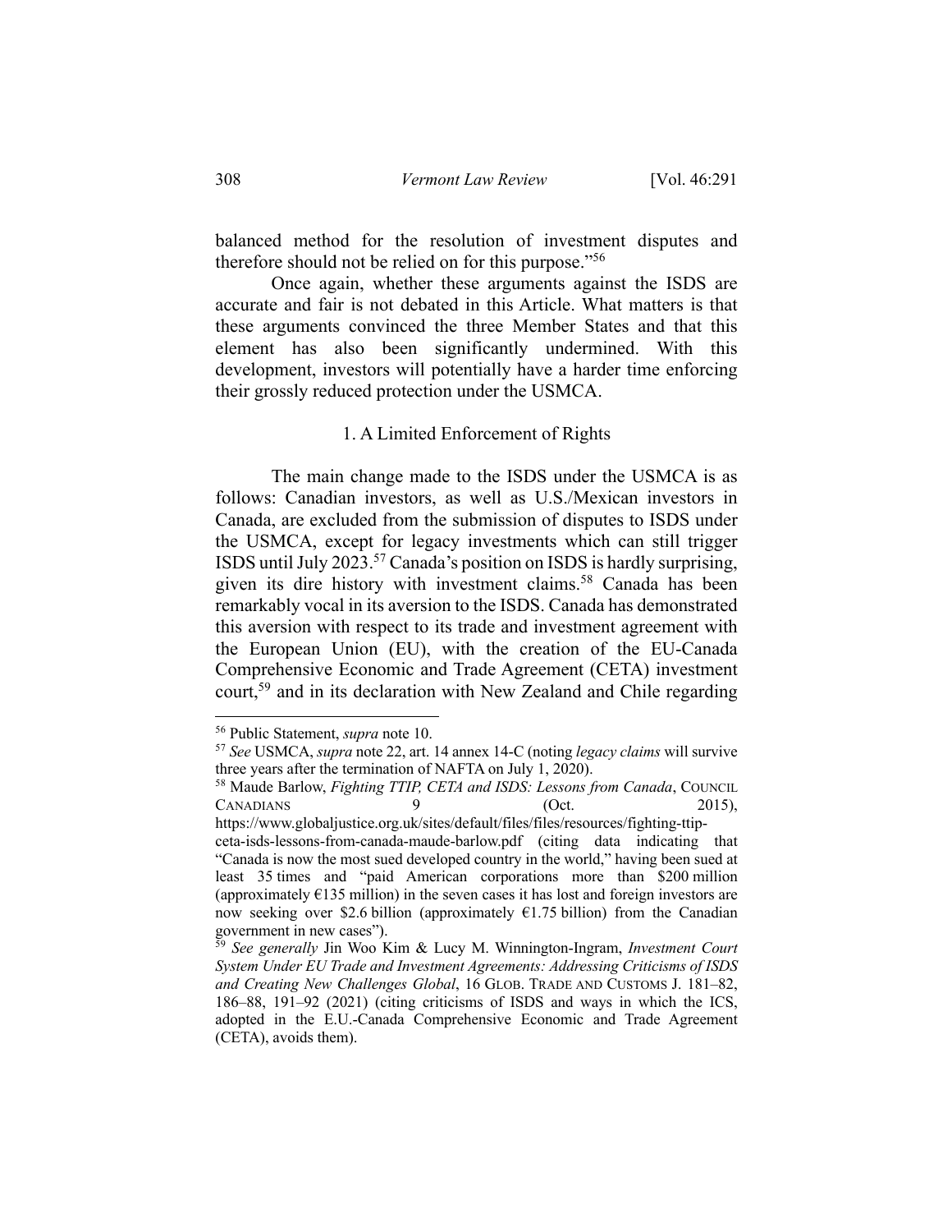balanced method for the resolution of investment disputes and therefore should not be relied on for this purpose."[56]

Once again, whether these arguments against the ISDS are accurate and fair is not debated in this Article. What matters is that these arguments convinced the three Member States and that this element has also been significantly undermined. With this development, investors will potentially have a harder time enforcing their grossly reduced protection under the USMCA.

### 1. A Limited Enforcement of Rights

The main change made to the ISDS under the USMCA is as follows: Canadian investors, as well as U.S./Mexican investors in Canada, are excluded from the submission of disputes to ISDS under the USMCA, except for legacy investments which can still trigger ISDS until July 2023.[57] Canada's position on ISDS is hardly surprising, given its dire history with investment claims.[58] Canada has been remarkably vocal in its aversion to the ISDS. Canada has demonstrated this aversion with respect to its trade and investment agreement with the European Union (EU), with the creation of the EU-Canada Comprehensive Economic and Trade Agreement (CETA) investment court,[59] and in its declaration with New Zealand and Chile regarding

---

[56] Public Statement, *supra* note 10.

[57] *See* USMCA, *supra* note 22, art. 14 annex 14-C (noting *legacy claims* will survive three years after the termination of NAFTA on July 1, 2020).

[58] Maude Barlow, *Fighting TTIP, CETA and ISDS: Lessons from Canada*, COUNCIL CANADIANS 9 (Oct. 2015), https://www.globaljustice.org.uk/sites/default/files/files/resources/fighting-ttip-ceta-isds-lessons-from-canada-maude-barlow.pdf (citing data indicating that "Canada is now the most sued developed country in the world," having been sued at least 35 times and "paid American corporations more than $200 million (approximately €135 million) in the seven cases it has lost and foreign investors are now seeking over $2.6 billion (approximately €1.75 billion) from the Canadian government in new cases").

[59] *See generally* Jin Woo Kim & Lucy M. Winnington-Ingram, *Investment Court System Under EU Trade and Investment Agreements: Addressing Criticisms of ISDS and Creating New Challenges Global*, 16 GLOB. TRADE AND CUSTOMS J. 181–82, 186–88, 191–92 (2021) (citing criticisms of ISDS and ways in which the ICS, adopted in the E.U.-Canada Comprehensive Economic and Trade Agreement (CETA), avoids them).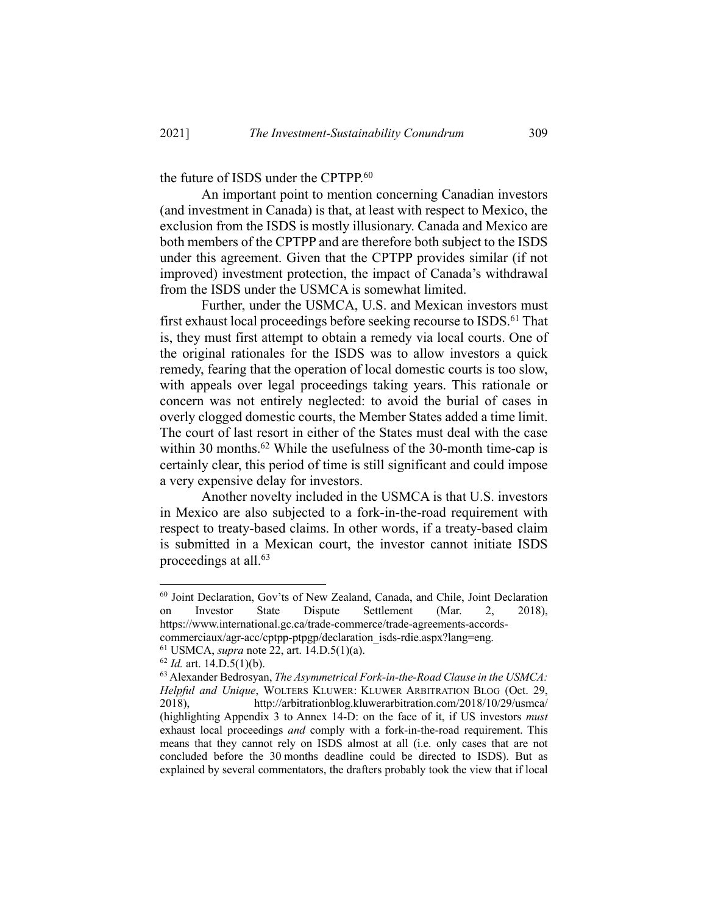the future of ISDS under the CPTPP.[60]

An important point to mention concerning Canadian investors (and investment in Canada) is that, at least with respect to Mexico, the exclusion from the ISDS is mostly illusionary. Canada and Mexico are both members of the CPTPP and are therefore both subject to the ISDS under this agreement. Given that the CPTPP provides similar (if not improved) investment protection, the impact of Canada's withdrawal from the ISDS under the USMCA is somewhat limited.

Further, under the USMCA, U.S. and Mexican investors must first exhaust local proceedings before seeking recourse to ISDS.[61] That is, they must first attempt to obtain a remedy via local courts. One of the original rationales for the ISDS was to allow investors a quick remedy, fearing that the operation of local domestic courts is too slow, with appeals over legal proceedings taking years. This rationale or concern was not entirely neglected: to avoid the burial of cases in overly clogged domestic courts, the Member States added a time limit. The court of last resort in either of the States must deal with the case within 30 months.[62] While the usefulness of the 30-month time-cap is certainly clear, this period of time is still significant and could impose a very expensive delay for investors.

Another novelty included in the USMCA is that U.S. investors in Mexico are also subjected to a fork-in-the-road requirement with respect to treaty-based claims. In other words, if a treaty-based claim is submitted in a Mexican court, the investor cannot initiate ISDS proceedings at all.[63]

---

[60] Joint Declaration, Gov'ts of New Zealand, Canada, and Chile, Joint Declaration on Investor State Dispute Settlement (Mar. 2, 2018), https://www.international.gc.ca/trade-commerce/trade-agreements-accords-commerciaux/agr-acc/cptpp-ptpgp/declaration_isds-rdie.aspx?lang=eng.

[61] USMCA, *supra* note 22, art. 14.D.5(1)(a).

[62] *Id.* art. 14.D.5(1)(b).

[63] Alexander Bedrosyan, *The Asymmetrical Fork-in-the-Road Clause in the USMCA: Helpful and Unique*, WOLTERS KLUWER: KLUWER ARBITRATION BLOG (Oct. 29, 2018), http://arbitrationblog.kluwerarbitration.com/2018/10/29/usmca/ (highlighting Appendix 3 to Annex 14-D: on the face of it, if US investors *must* exhaust local proceedings *and* comply with a fork-in-the-road requirement. This means that they cannot rely on ISDS almost at all (i.e. only cases that are not concluded before the 30 months deadline could be directed to ISDS). But as explained by several commentators, the drafters probably took the view that if local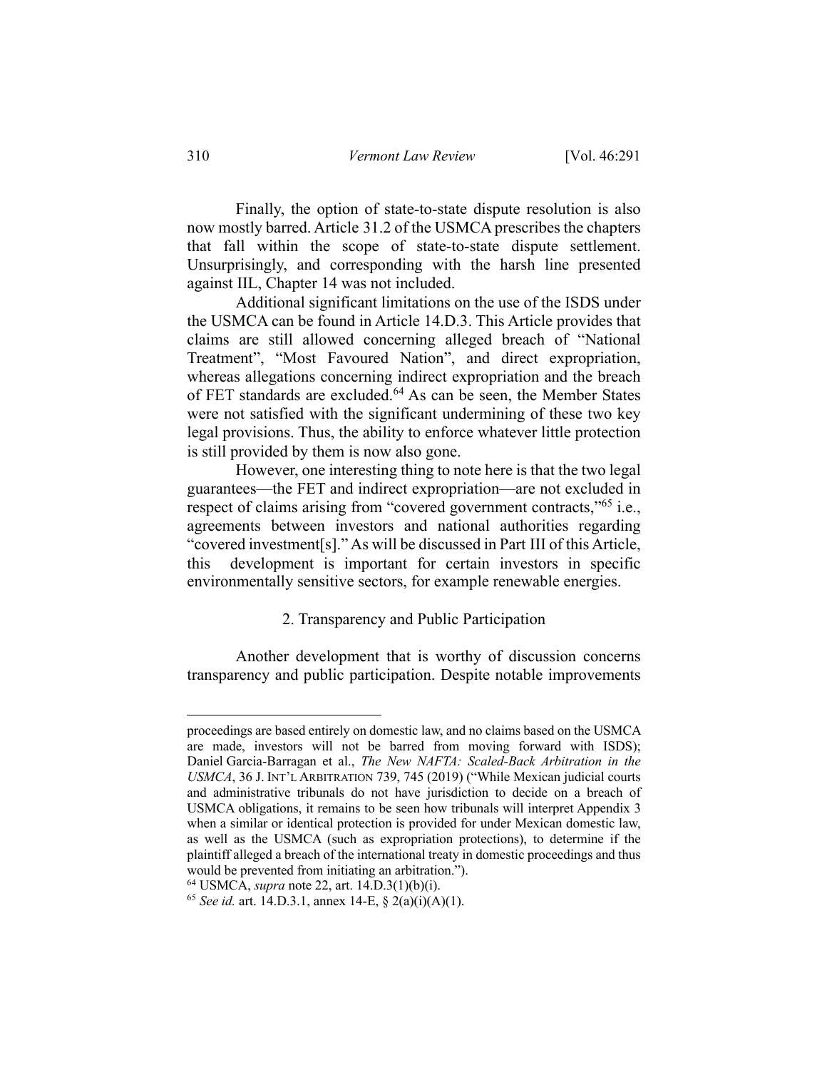Finally, the option of state-to-state dispute resolution is also now mostly barred. Article 31.2 of the USMCA prescribes the chapters that fall within the scope of state-to-state dispute settlement. Unsurprisingly, and corresponding with the harsh line presented against IIL, Chapter 14 was not included.

Additional significant limitations on the use of the ISDS under the USMCA can be found in Article 14.D.3. This Article provides that claims are still allowed concerning alleged breach of "National Treatment", "Most Favoured Nation", and direct expropriation, whereas allegations concerning indirect expropriation and the breach of FET standards are excluded.[64] As can be seen, the Member States were not satisfied with the significant undermining of these two key legal provisions. Thus, the ability to enforce whatever little protection is still provided by them is now also gone.

However, one interesting thing to note here is that the two legal guarantees—the FET and indirect expropriation—are not excluded in respect of claims arising from "covered government contracts,"[65] i.e., agreements between investors and national authorities regarding "covered investment[s]." As will be discussed in Part III of this Article, this development is important for certain investors in specific environmentally sensitive sectors, for example renewable energies.

### 2. Transparency and Public Participation

Another development that is worthy of discussion concerns transparency and public participation. Despite notable improvements

---

proceedings are based entirely on domestic law, and no claims based on the USMCA are made, investors will not be barred from moving forward with ISDS); Daniel Garcia-Barragan et al., *The New NAFTA: Scaled-Back Arbitration in the USMCA*, 36 J. INT'L ARBITRATION 739, 745 (2019) ("While Mexican judicial courts and administrative tribunals do not have jurisdiction to decide on a breach of USMCA obligations, it remains to be seen how tribunals will interpret Appendix 3 when a similar or identical protection is provided for under Mexican domestic law, as well as the USMCA (such as expropriation protections), to determine if the plaintiff alleged a breach of the international treaty in domestic proceedings and thus would be prevented from initiating an arbitration.").

[64] USMCA, *supra* note 22, art. 14.D.3(1)(b)(i).

[65] *See id.* art. 14.D.3.1, annex 14-E, § 2(a)(i)(A)(1).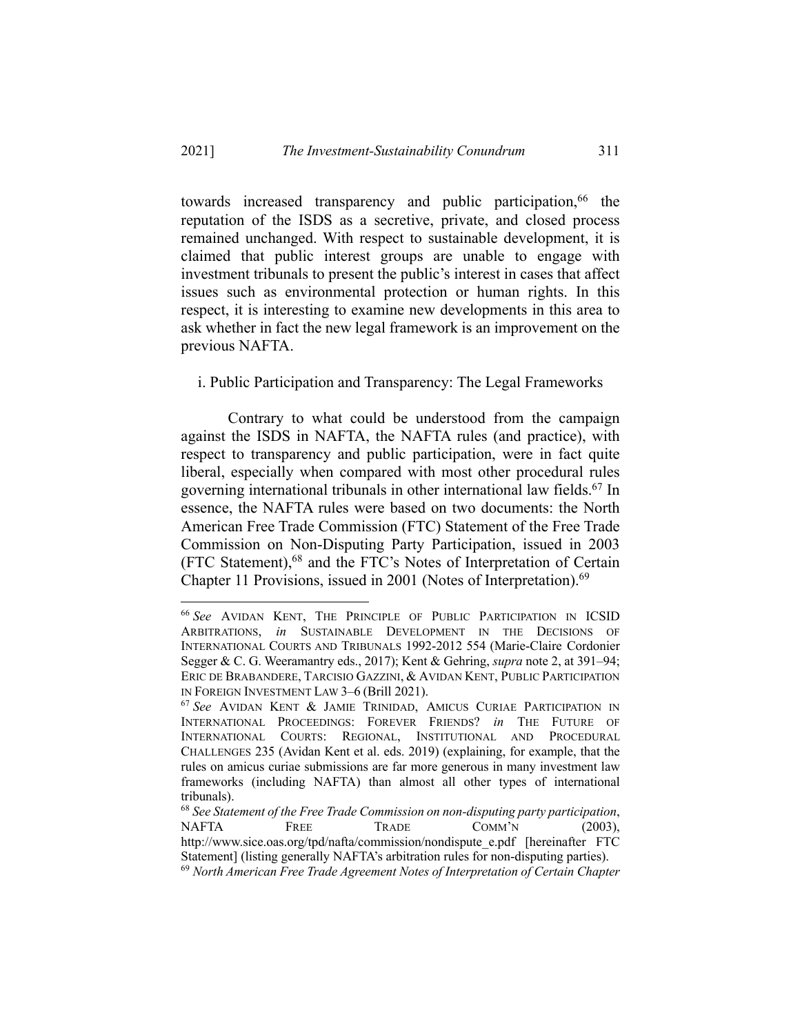towards increased transparency and public participation,[66] the reputation of the ISDS as a secretive, private, and closed process remained unchanged. With respect to sustainable development, it is claimed that public interest groups are unable to engage with investment tribunals to present the public's interest in cases that affect issues such as environmental protection or human rights. In this respect, it is interesting to examine new developments in this area to ask whether in fact the new legal framework is an improvement on the previous NAFTA.

i. Public Participation and Transparency: The Legal Frameworks

Contrary to what could be understood from the campaign against the ISDS in NAFTA, the NAFTA rules (and practice), with respect to transparency and public participation, were in fact quite liberal, especially when compared with most other procedural rules governing international tribunals in other international law fields.[67] In essence, the NAFTA rules were based on two documents: the North American Free Trade Commission (FTC) Statement of the Free Trade Commission on Non-Disputing Party Participation, issued in 2003 (FTC Statement),[68] and the FTC's Notes of Interpretation of Certain Chapter 11 Provisions, issued in 2001 (Notes of Interpretation).[69]

---

[66] *See* AVIDAN KENT, THE PRINCIPLE OF PUBLIC PARTICIPATION IN ICSID ARBITRATIONS, *in* SUSTAINABLE DEVELOPMENT IN THE DECISIONS OF INTERNATIONAL COURTS AND TRIBUNALS 1992-2012 554 (Marie-Claire Cordonier Segger & C. G. Weeramantry eds., 2017); Kent & Gehring, *supra* note 2, at 391–94; ERIC DE BRABANDERE, TARCISIO GAZZINI, & AVIDAN KENT, PUBLIC PARTICIPATION IN FOREIGN INVESTMENT LAW 3–6 (Brill 2021).

[67] *See* AVIDAN KENT & JAMIE TRINIDAD, AMICUS CURIAE PARTICIPATION IN INTERNATIONAL PROCEEDINGS: FOREVER FRIENDS? *in* THE FUTURE OF INTERNATIONAL COURTS: REGIONAL, INSTITUTIONAL AND PROCEDURAL CHALLENGES 235 (Avidan Kent et al. eds. 2019) (explaining, for example, that the rules on amicus curiae submissions are far more generous in many investment law frameworks (including NAFTA) than almost all other types of international tribunals).

[68] *See Statement of the Free Trade Commission on non-disputing party participation*, NAFTA FREE TRADE COMM'N (2003), http://www.sice.oas.org/tpd/nafta/commission/nondispute_e.pdf [hereinafter FTC Statement] (listing generally NAFTA's arbitration rules for non-disputing parties).

[69] *North American Free Trade Agreement Notes of Interpretation of Certain Chapter*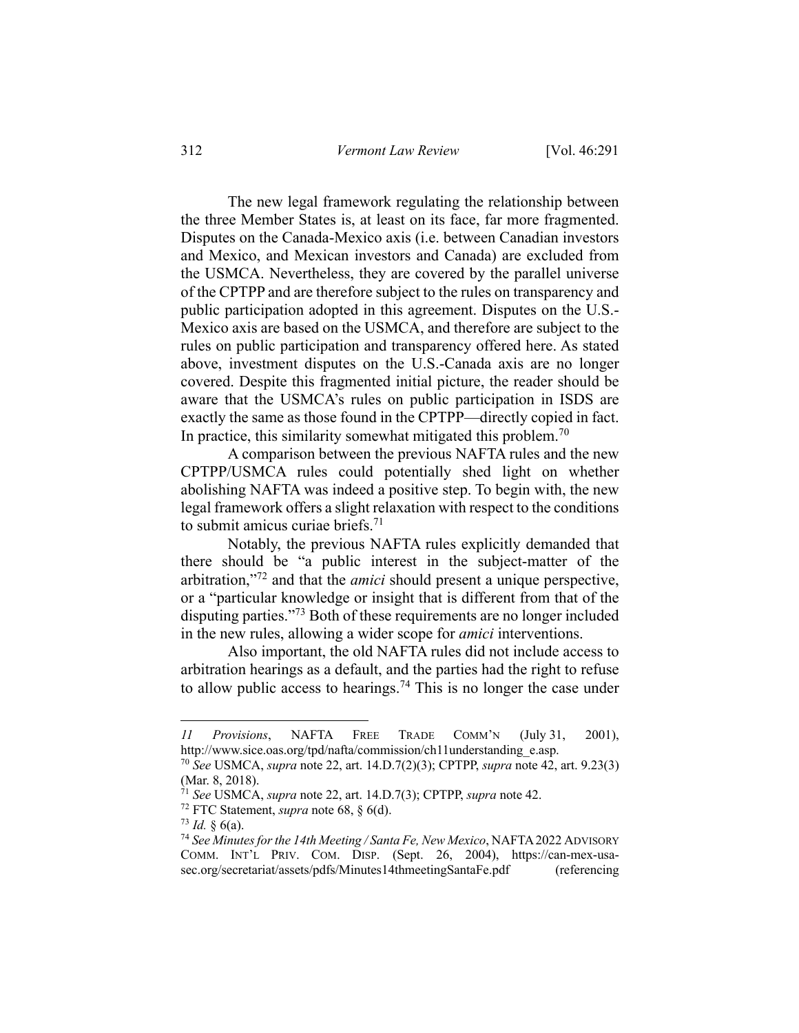The new legal framework regulating the relationship between the three Member States is, at least on its face, far more fragmented. Disputes on the Canada-Mexico axis (i.e. between Canadian investors and Mexico, and Mexican investors and Canada) are excluded from the USMCA. Nevertheless, they are covered by the parallel universe of the CPTPP and are therefore subject to the rules on transparency and public participation adopted in this agreement. Disputes on the U.S.-Mexico axis are based on the USMCA, and therefore are subject to the rules on public participation and transparency offered here. As stated above, investment disputes on the U.S.-Canada axis are no longer covered. Despite this fragmented initial picture, the reader should be aware that the USMCA's rules on public participation in ISDS are exactly the same as those found in the CPTPP—directly copied in fact. In practice, this similarity somewhat mitigated this problem.[70]

A comparison between the previous NAFTA rules and the new CPTPP/USMCA rules could potentially shed light on whether abolishing NAFTA was indeed a positive step. To begin with, the new legal framework offers a slight relaxation with respect to the conditions to submit amicus curiae briefs.[71]

Notably, the previous NAFTA rules explicitly demanded that there should be "a public interest in the subject-matter of the arbitration,"[72] and that the *amici* should present a unique perspective, or a "particular knowledge or insight that is different from that of the disputing parties."[73] Both of these requirements are no longer included in the new rules, allowing a wider scope for *amici* interventions.

Also important, the old NAFTA rules did not include access to arbitration hearings as a default, and the parties had the right to refuse to allow public access to hearings.[74] This is no longer the case under

---

*11 Provisions*, NAFTA FREE TRADE COMM'N (July 31, 2001), http://www.sice.oas.org/tpd/nafta/commission/ch11understanding_e.asp.

[70] *See* USMCA, *supra* note 22, art. 14.D.7(2)(3); CPTPP, *supra* note 42, art. 9.23(3) (Mar. 8, 2018).

[71] *See* USMCA, *supra* note 22, art. 14.D.7(3); CPTPP, *supra* note 42.

[72] FTC Statement, *supra* note 68, § 6(d).

[73] *Id.* § 6(a).

[74] *See Minutes for the 14th Meeting / Santa Fe, New Mexico*, NAFTA 2022 ADVISORY COMM. INT'L PRIV. COM. DISP. (Sept. 26, 2004), https://can-mex-usa-sec.org/secretariat/assets/pdfs/Minutes14thmeetingSantaFe.pdf (referencing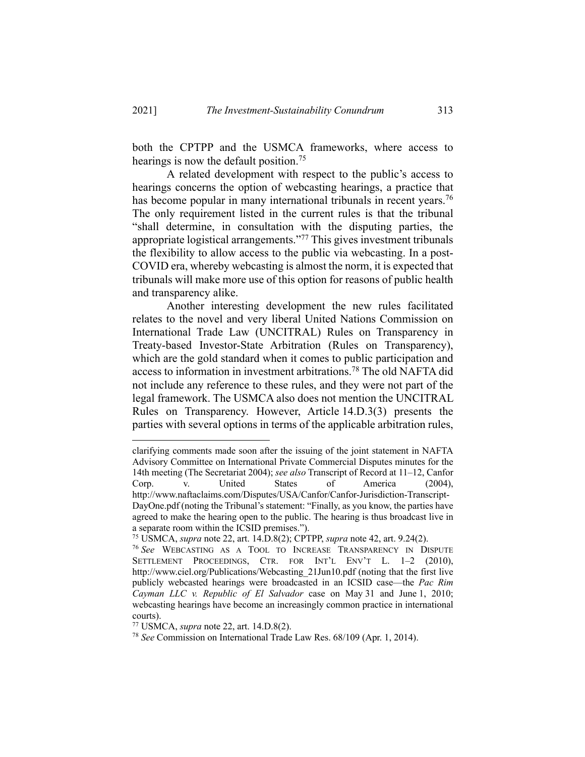both the CPTPP and the USMCA frameworks, where access to hearings is now the default position.[75]

A related development with respect to the public's access to hearings concerns the option of webcasting hearings, a practice that has become popular in many international tribunals in recent years.[76] The only requirement listed in the current rules is that the tribunal "shall determine, in consultation with the disputing parties, the appropriate logistical arrangements."[77] This gives investment tribunals the flexibility to allow access to the public via webcasting. In a post-COVID era, whereby webcasting is almost the norm, it is expected that tribunals will make more use of this option for reasons of public health and transparency alike.

Another interesting development the new rules facilitated relates to the novel and very liberal United Nations Commission on International Trade Law (UNCITRAL) Rules on Transparency in Treaty-based Investor-State Arbitration (Rules on Transparency), which are the gold standard when it comes to public participation and access to information in investment arbitrations.[78] The old NAFTA did not include any reference to these rules, and they were not part of the legal framework. The USMCA also does not mention the UNCITRAL Rules on Transparency. However, Article 14.D.3(3) presents the parties with several options in terms of the applicable arbitration rules,

---

clarifying comments made soon after the issuing of the joint statement in NAFTA Advisory Committee on International Private Commercial Disputes minutes for the 14th meeting (The Secretariat 2004); *see also* Transcript of Record at 11–12, Canfor Corp. v. United States of America (2004), http://www.naftaclaims.com/Disputes/USA/Canfor/Canfor-Jurisdiction-Transcript-DayOne.pdf (noting the Tribunal's statement: "Finally, as you know, the parties have agreed to make the hearing open to the public. The hearing is thus broadcast live in a separate room within the ICSID premises.").

[75] USMCA, *supra* note 22, art. 14.D.8(2); CPTPP, *supra* note 42, art. 9.24(2).

[76] *See* WEBCASTING AS A TOOL TO INCREASE TRANSPARENCY IN DISPUTE SETTLEMENT PROCEEDINGS, CTR. FOR INT'L ENV'T L. 1–2 (2010), http://www.ciel.org/Publications/Webcasting_21Jun10.pdf (noting that the first live publicly webcasted hearings were broadcasted in an ICSID case—the *Pac Rim Cayman LLC v. Republic of El Salvador* case on May 31 and June 1, 2010; webcasting hearings have become an increasingly common practice in international courts).

[77] USMCA, *supra* note 22, art. 14.D.8(2).

[78] *See* Commission on International Trade Law Res. 68/109 (Apr. 1, 2014).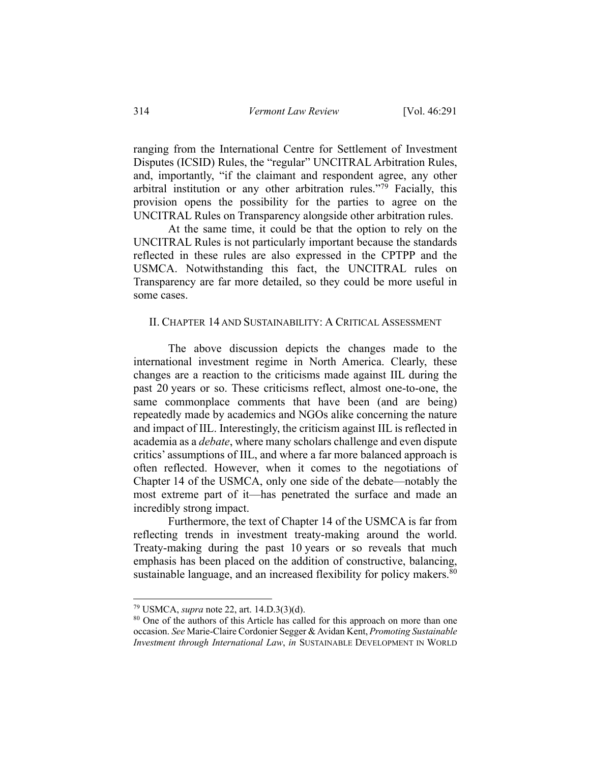ranging from the International Centre for Settlement of Investment Disputes (ICSID) Rules, the "regular" UNCITRAL Arbitration Rules, and, importantly, "if the claimant and respondent agree, any other arbitral institution or any other arbitration rules."[79] Facially, this provision opens the possibility for the parties to agree on the UNCITRAL Rules on Transparency alongside other arbitration rules.

At the same time, it could be that the option to rely on the UNCITRAL Rules is not particularly important because the standards reflected in these rules are also expressed in the CPTPP and the USMCA. Notwithstanding this fact, the UNCITRAL rules on Transparency are far more detailed, so they could be more useful in some cases.

## II. CHAPTER 14 AND SUSTAINABILITY: A CRITICAL ASSESSMENT

The above discussion depicts the changes made to the international investment regime in North America. Clearly, these changes are a reaction to the criticisms made against IIL during the past 20 years or so. These criticisms reflect, almost one-to-one, the same commonplace comments that have been (and are being) repeatedly made by academics and NGOs alike concerning the nature and impact of IIL. Interestingly, the criticism against IIL is reflected in academia as a *debate*, where many scholars challenge and even dispute critics' assumptions of IIL, and where a far more balanced approach is often reflected. However, when it comes to the negotiations of Chapter 14 of the USMCA, only one side of the debate—notably the most extreme part of it—has penetrated the surface and made an incredibly strong impact.

Furthermore, the text of Chapter 14 of the USMCA is far from reflecting trends in investment treaty-making around the world. Treaty-making during the past 10 years or so reveals that much emphasis has been placed on the addition of constructive, balancing, sustainable language, and an increased flexibility for policy makers.[80]

---

[79] USMCA, *supra* note 22, art. 14.D.3(3)(d).

[80] One of the authors of this Article has called for this approach on more than one occasion. *See* Marie-Claire Cordonier Segger & Avidan Kent, *Promoting Sustainable Investment through International Law*, *in* SUSTAINABLE DEVELOPMENT IN WORLD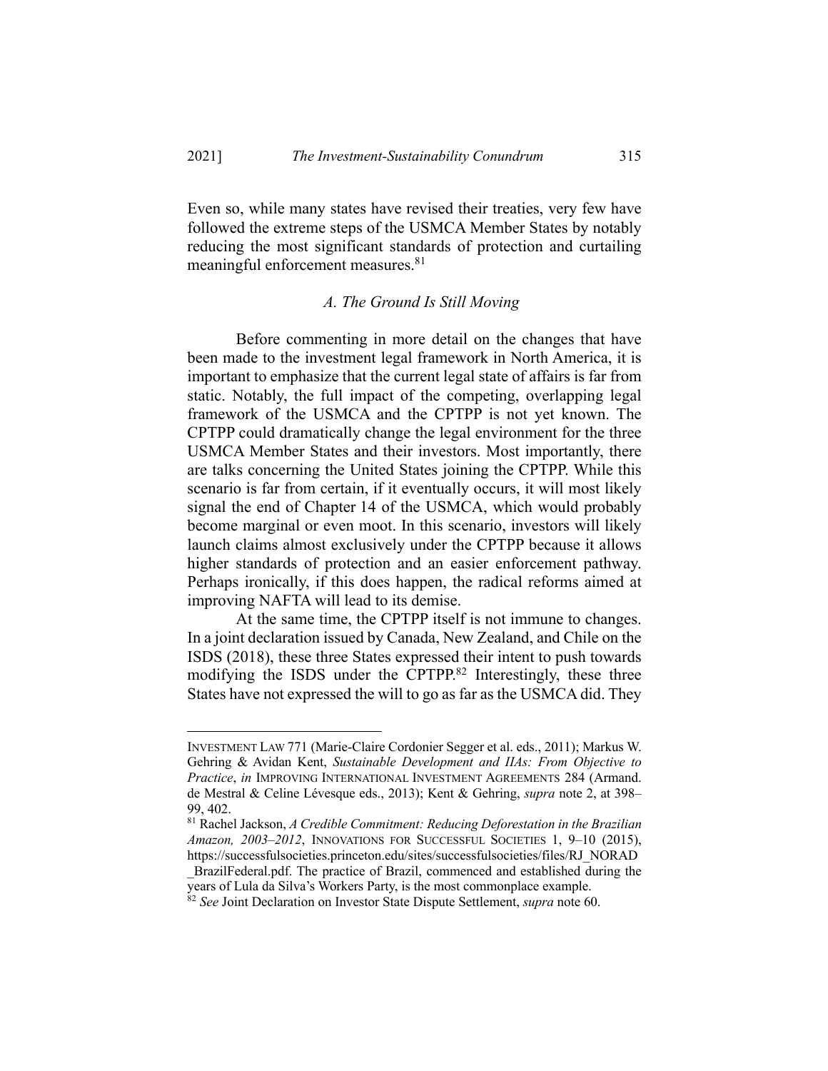Even so, while many states have revised their treaties, very few have followed the extreme steps of the USMCA Member States by notably reducing the most significant standards of protection and curtailing meaningful enforcement measures.[81]

### *A. The Ground Is Still Moving*

Before commenting in more detail on the changes that have been made to the investment legal framework in North America, it is important to emphasize that the current legal state of affairs is far from static. Notably, the full impact of the competing, overlapping legal framework of the USMCA and the CPTPP is not yet known. The CPTPP could dramatically change the legal environment for the three USMCA Member States and their investors. Most importantly, there are talks concerning the United States joining the CPTPP. While this scenario is far from certain, if it eventually occurs, it will most likely signal the end of Chapter 14 of the USMCA, which would probably become marginal or even moot. In this scenario, investors will likely launch claims almost exclusively under the CPTPP because it allows higher standards of protection and an easier enforcement pathway. Perhaps ironically, if this does happen, the radical reforms aimed at improving NAFTA will lead to its demise.

At the same time, the CPTPP itself is not immune to changes. In a joint declaration issued by Canada, New Zealand, and Chile on the ISDS (2018), these three States expressed their intent to push towards modifying the ISDS under the CPTPP.[82] Interestingly, these three States have not expressed the will to go as far as the USMCA did. They

---

INVESTMENT LAW 771 (Marie-Claire Cordonier Segger et al. eds., 2011); Markus W. Gehring & Avidan Kent, *Sustainable Development and IIAs: From Objective to Practice*, *in* IMPROVING INTERNATIONAL INVESTMENT AGREEMENTS 284 (Armand. de Mestral & Celine Lévesque eds., 2013); Kent & Gehring, *supra* note 2, at 398–99, 402.

[81] Rachel Jackson, *A Credible Commitment: Reducing Deforestation in the Brazilian Amazon, 2003–2012*, INNOVATIONS FOR SUCCESSFUL SOCIETIES 1, 9–10 (2015), https://successfulsocieties.princeton.edu/sites/successfulsocieties/files/RJ_NORAD_BrazilFederal.pdf. The practice of Brazil, commenced and established during the years of Lula da Silva's Workers Party, is the most commonplace example.

[82] *See* Joint Declaration on Investor State Dispute Settlement, *supra* note 60.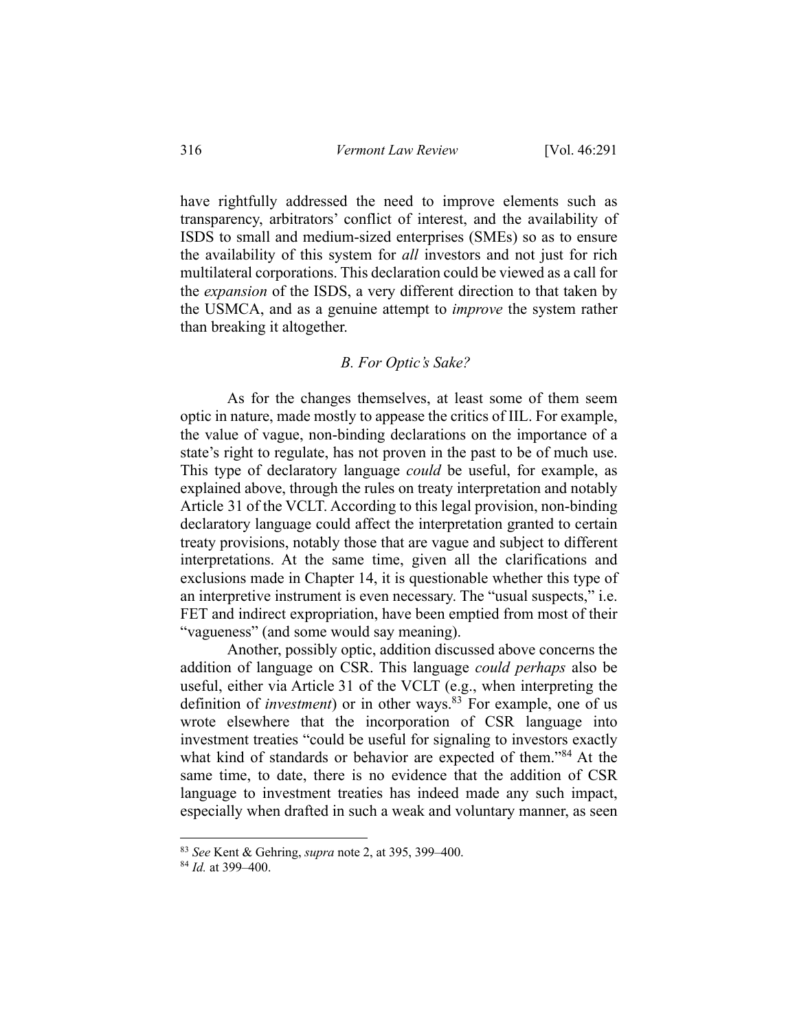have rightfully addressed the need to improve elements such as transparency, arbitrators' conflict of interest, and the availability of ISDS to small and medium-sized enterprises (SMEs) so as to ensure the availability of this system for *all* investors and not just for rich multilateral corporations. This declaration could be viewed as a call for the *expansion* of the ISDS, a very different direction to that taken by the USMCA, and as a genuine attempt to *improve* the system rather than breaking it altogether.

### *B. For Optic's Sake?*

As for the changes themselves, at least some of them seem optic in nature, made mostly to appease the critics of IIL. For example, the value of vague, non-binding declarations on the importance of a state's right to regulate, has not proven in the past to be of much use. This type of declaratory language *could* be useful, for example, as explained above, through the rules on treaty interpretation and notably Article 31 of the VCLT. According to this legal provision, non-binding declaratory language could affect the interpretation granted to certain treaty provisions, notably those that are vague and subject to different interpretations. At the same time, given all the clarifications and exclusions made in Chapter 14, it is questionable whether this type of an interpretive instrument is even necessary. The "usual suspects," i.e. FET and indirect expropriation, have been emptied from most of their "vagueness" (and some would say meaning).

Another, possibly optic, addition discussed above concerns the addition of language on CSR. This language *could perhaps* also be useful, either via Article 31 of the VCLT (e.g., when interpreting the definition of *investment*) or in other ways.[83] For example, one of us wrote elsewhere that the incorporation of CSR language into investment treaties "could be useful for signaling to investors exactly what kind of standards or behavior are expected of them."[84] At the same time, to date, there is no evidence that the addition of CSR language to investment treaties has indeed made any such impact, especially when drafted in such a weak and voluntary manner, as seen

---

[83] *See* Kent & Gehring, *supra* note 2, at 395, 399–400.

[84] *Id.* at 399–400.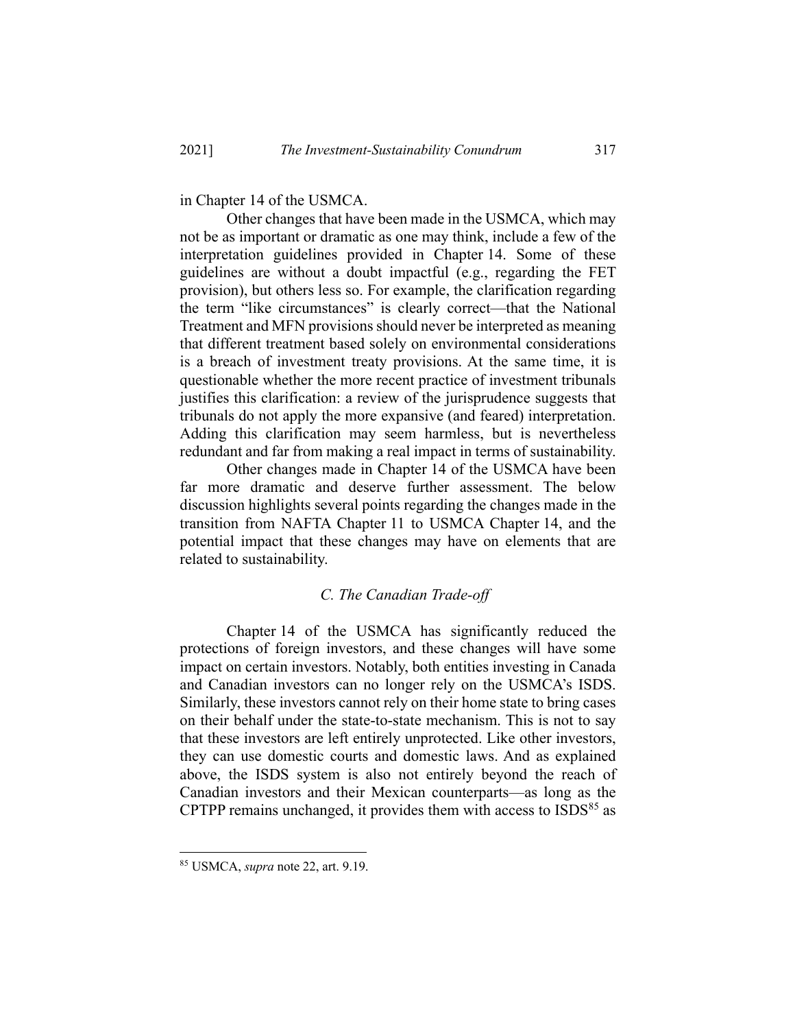in Chapter 14 of the USMCA.

Other changes that have been made in the USMCA, which may not be as important or dramatic as one may think, include a few of the interpretation guidelines provided in Chapter 14. Some of these guidelines are without a doubt impactful (e.g., regarding the FET provision), but others less so. For example, the clarification regarding the term "like circumstances" is clearly correct—that the National Treatment and MFN provisions should never be interpreted as meaning that different treatment based solely on environmental considerations is a breach of investment treaty provisions. At the same time, it is questionable whether the more recent practice of investment tribunals justifies this clarification: a review of the jurisprudence suggests that tribunals do not apply the more expansive (and feared) interpretation. Adding this clarification may seem harmless, but is nevertheless redundant and far from making a real impact in terms of sustainability.

Other changes made in Chapter 14 of the USMCA have been far more dramatic and deserve further assessment. The below discussion highlights several points regarding the changes made in the transition from NAFTA Chapter 11 to USMCA Chapter 14, and the potential impact that these changes may have on elements that are related to sustainability.

### *C. The Canadian Trade-off*

Chapter 14 of the USMCA has significantly reduced the protections of foreign investors, and these changes will have some impact on certain investors. Notably, both entities investing in Canada and Canadian investors can no longer rely on the USMCA's ISDS. Similarly, these investors cannot rely on their home state to bring cases on their behalf under the state-to-state mechanism. This is not to say that these investors are left entirely unprotected. Like other investors, they can use domestic courts and domestic laws. And as explained above, the ISDS system is also not entirely beyond the reach of Canadian investors and their Mexican counterparts—as long as the CPTPP remains unchanged, it provides them with access to ISDS[85] as

---

[85] USMCA, *supra* note 22, art. 9.19.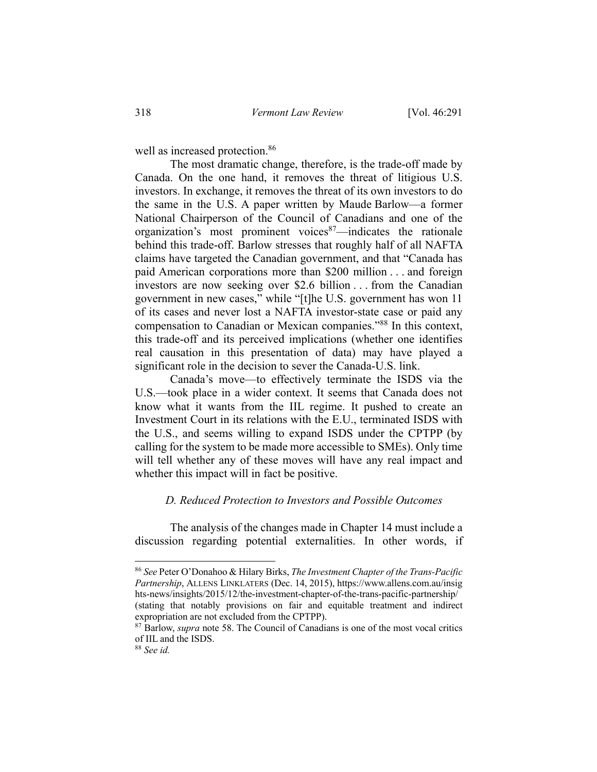well as increased protection.[86]

The most dramatic change, therefore, is the trade-off made by Canada. On the one hand, it removes the threat of litigious U.S. investors. In exchange, it removes the threat of its own investors to do the same in the U.S. A paper written by Maude Barlow—a former National Chairperson of the Council of Canadians and one of the organization's most prominent voices[87]—indicates the rationale behind this trade-off. Barlow stresses that roughly half of all NAFTA claims have targeted the Canadian government, and that "Canada has paid American corporations more than $200 million . . . and foreign investors are now seeking over $2.6 billion . . . from the Canadian government in new cases," while "[t]he U.S. government has won 11 of its cases and never lost a NAFTA investor-state case or paid any compensation to Canadian or Mexican companies."[88] In this context, this trade-off and its perceived implications (whether one identifies real causation in this presentation of data) may have played a significant role in the decision to sever the Canada-U.S. link.

Canada's move—to effectively terminate the ISDS via the U.S.—took place in a wider context. It seems that Canada does not know what it wants from the IIL regime. It pushed to create an Investment Court in its relations with the E.U., terminated ISDS with the U.S., and seems willing to expand ISDS under the CPTPP (by calling for the system to be made more accessible to SMEs). Only time will tell whether any of these moves will have any real impact and whether this impact will in fact be positive.

### *D. Reduced Protection to Investors and Possible Outcomes*

The analysis of the changes made in Chapter 14 must include a discussion regarding potential externalities. In other words, if

---

[86] *See* Peter O'Donahoo & Hilary Birks, *The Investment Chapter of the Trans-Pacific Partnership*, ALLENS LINKLATERS (Dec. 14, 2015), https://www.allens.com.au/insights-news/insights/2015/12/the-investment-chapter-of-the-trans-pacific-partnership/ (stating that notably provisions on fair and equitable treatment and indirect expropriation are not excluded from the CPTPP).

[87] Barlow, *supra* note 58. The Council of Canadians is one of the most vocal critics of IIL and the ISDS.

[88] *See id.*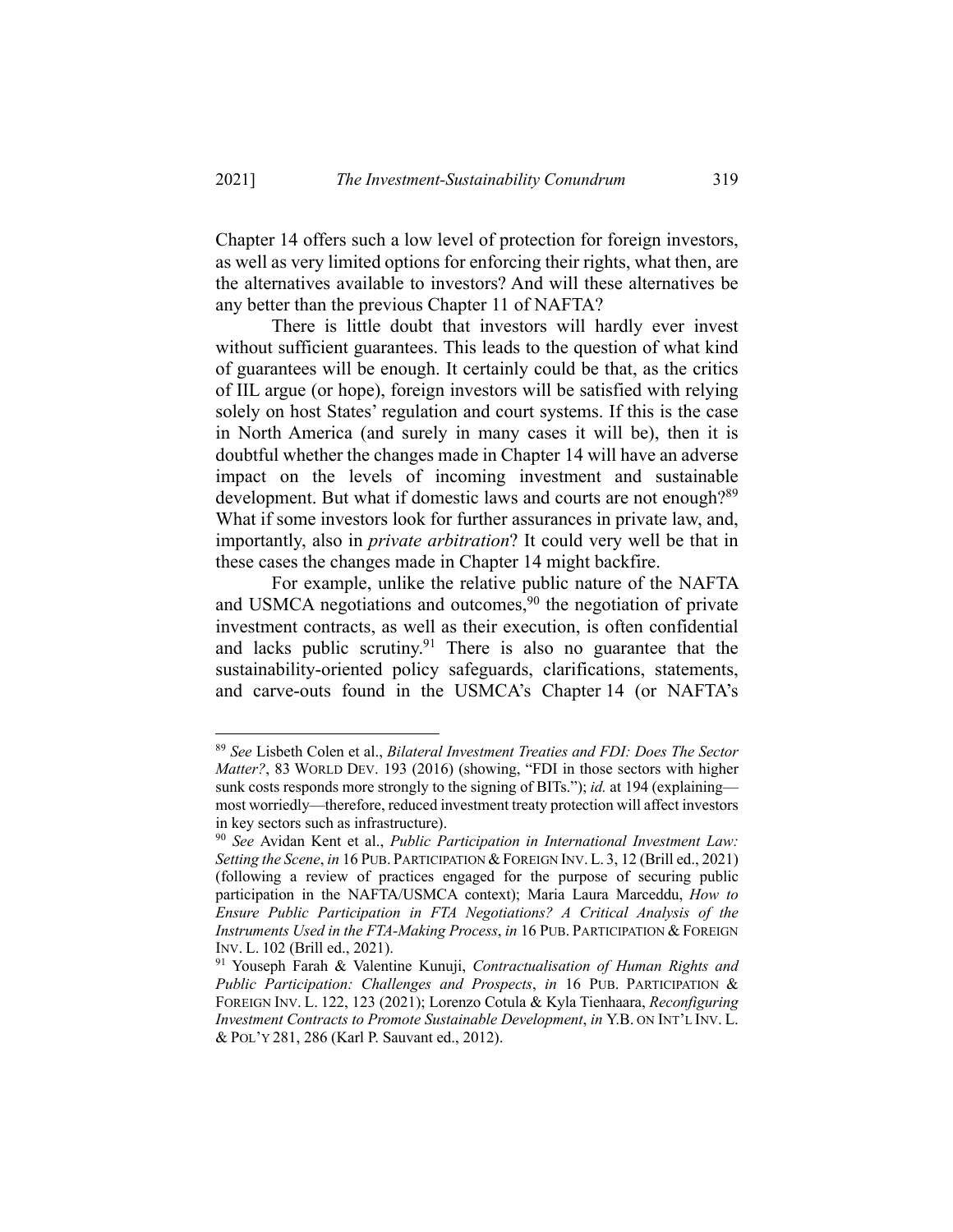Chapter 14 offers such a low level of protection for foreign investors, as well as very limited options for enforcing their rights, what then, are the alternatives available to investors? And will these alternatives be any better than the previous Chapter 11 of NAFTA?

There is little doubt that investors will hardly ever invest without sufficient guarantees. This leads to the question of what kind of guarantees will be enough. It certainly could be that, as the critics of IIL argue (or hope), foreign investors will be satisfied with relying solely on host States' regulation and court systems. If this is the case in North America (and surely in many cases it will be), then it is doubtful whether the changes made in Chapter 14 will have an adverse impact on the levels of incoming investment and sustainable development. But what if domestic laws and courts are not enough?[89] What if some investors look for further assurances in private law, and, importantly, also in *private arbitration*? It could very well be that in these cases the changes made in Chapter 14 might backfire.

For example, unlike the relative public nature of the NAFTA and USMCA negotiations and outcomes,[90] the negotiation of private investment contracts, as well as their execution, is often confidential and lacks public scrutiny.[91] There is also no guarantee that the sustainability-oriented policy safeguards, clarifications, statements, and carve-outs found in the USMCA's Chapter 14 (or NAFTA's

---

[89] *See* Lisbeth Colen et al., *Bilateral Investment Treaties and FDI: Does The Sector Matter?*, 83 WORLD DEV. 193 (2016) (showing, "FDI in those sectors with higher sunk costs responds more strongly to the signing of BITs."); *id.* at 194 (explaining—most worriedly—therefore, reduced investment treaty protection will affect investors in key sectors such as infrastructure).

[90] *See* Avidan Kent et al., *Public Participation in International Investment Law: Setting the Scene*, *in* 16 PUB. PARTICIPATION & FOREIGN INV. L. 3, 12 (Brill ed., 2021) (following a review of practices engaged for the purpose of securing public participation in the NAFTA/USMCA context); Maria Laura Marceddu, *How to Ensure Public Participation in FTA Negotiations? A Critical Analysis of the Instruments Used in the FTA-Making Process*, *in* 16 PUB. PARTICIPATION & FOREIGN INV. L. 102 (Brill ed., 2021).

[91] Youseph Farah & Valentine Kunuji, *Contractualisation of Human Rights and Public Participation: Challenges and Prospects*, *in* 16 PUB. PARTICIPATION & FOREIGN INV. L. 122, 123 (2021); Lorenzo Cotula & Kyla Tienhaara, *Reconfiguring Investment Contracts to Promote Sustainable Development*, *in* Y.B. ON INT'L INV. L. & POL'Y 281, 286 (Karl P. Sauvant ed., 2012).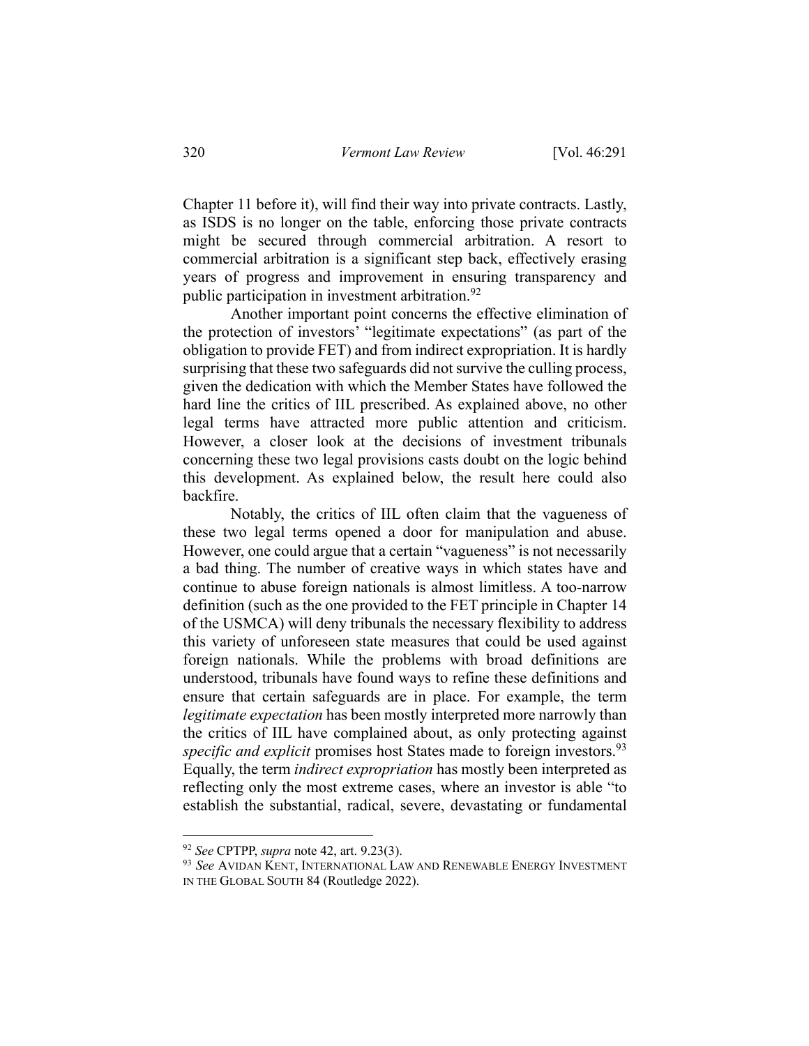Chapter 11 before it), will find their way into private contracts. Lastly, as ISDS is no longer on the table, enforcing those private contracts might be secured through commercial arbitration. A resort to commercial arbitration is a significant step back, effectively erasing years of progress and improvement in ensuring transparency and public participation in investment arbitration.[92]

Another important point concerns the effective elimination of the protection of investors' "legitimate expectations" (as part of the obligation to provide FET) and from indirect expropriation. It is hardly surprising that these two safeguards did not survive the culling process, given the dedication with which the Member States have followed the hard line the critics of IIL prescribed. As explained above, no other legal terms have attracted more public attention and criticism. However, a closer look at the decisions of investment tribunals concerning these two legal provisions casts doubt on the logic behind this development. As explained below, the result here could also backfire.

Notably, the critics of IIL often claim that the vagueness of these two legal terms opened a door for manipulation and abuse. However, one could argue that a certain "vagueness" is not necessarily a bad thing. The number of creative ways in which states have and continue to abuse foreign nationals is almost limitless. A too-narrow definition (such as the one provided to the FET principle in Chapter 14 of the USMCA) will deny tribunals the necessary flexibility to address this variety of unforeseen state measures that could be used against foreign nationals. While the problems with broad definitions are understood, tribunals have found ways to refine these definitions and ensure that certain safeguards are in place. For example, the term *legitimate expectation* has been mostly interpreted more narrowly than the critics of IIL have complained about, as only protecting against *specific and explicit* promises host States made to foreign investors.[93] Equally, the term *indirect expropriation* has mostly been interpreted as reflecting only the most extreme cases, where an investor is able "to establish the substantial, radical, severe, devastating or fundamental

---

[92] *See* CPTPP, *supra* note 42, art. 9.23(3).

[93] *See* AVIDAN KENT, INTERNATIONAL LAW AND RENEWABLE ENERGY INVESTMENT IN THE GLOBAL SOUTH 84 (Routledge 2022).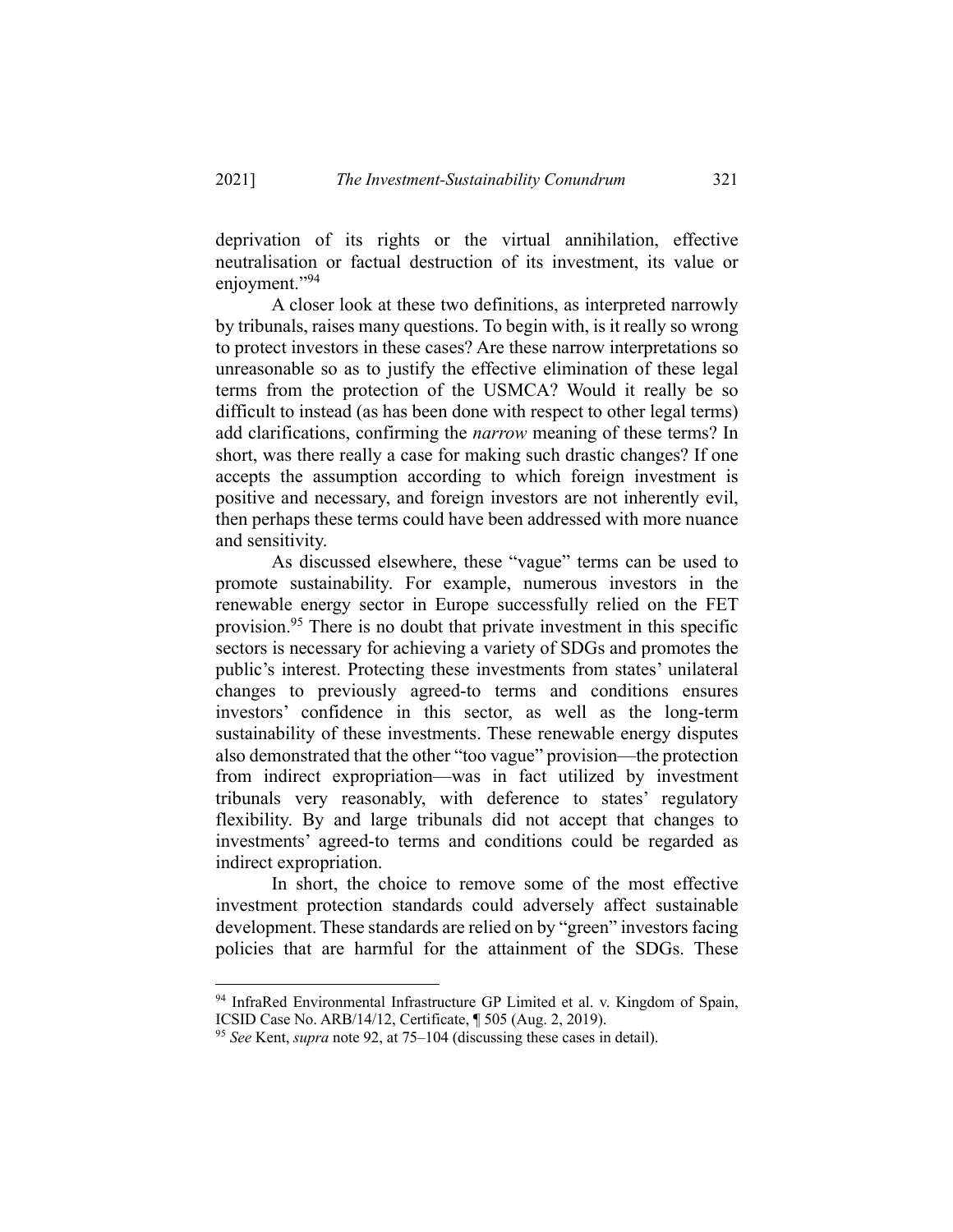deprivation of its rights or the virtual annihilation, effective neutralisation or factual destruction of its investment, its value or enjoyment."[94]

A closer look at these two definitions, as interpreted narrowly by tribunals, raises many questions. To begin with, is it really so wrong to protect investors in these cases? Are these narrow interpretations so unreasonable so as to justify the effective elimination of these legal terms from the protection of the USMCA? Would it really be so difficult to instead (as has been done with respect to other legal terms) add clarifications, confirming the *narrow* meaning of these terms? In short, was there really a case for making such drastic changes? If one accepts the assumption according to which foreign investment is positive and necessary, and foreign investors are not inherently evil, then perhaps these terms could have been addressed with more nuance and sensitivity.

As discussed elsewhere, these "vague" terms can be used to promote sustainability. For example, numerous investors in the renewable energy sector in Europe successfully relied on the FET provision.[95] There is no doubt that private investment in this specific sectors is necessary for achieving a variety of SDGs and promotes the public's interest. Protecting these investments from states' unilateral changes to previously agreed-to terms and conditions ensures investors' confidence in this sector, as well as the long-term sustainability of these investments. These renewable energy disputes also demonstrated that the other "too vague" provision—the protection from indirect expropriation—was in fact utilized by investment tribunals very reasonably, with deference to states' regulatory flexibility. By and large tribunals did not accept that changes to investments' agreed-to terms and conditions could be regarded as indirect expropriation.

In short, the choice to remove some of the most effective investment protection standards could adversely affect sustainable development. These standards are relied on by "green" investors facing policies that are harmful for the attainment of the SDGs. These

---

[94] InfraRed Environmental Infrastructure GP Limited et al. v. Kingdom of Spain, ICSID Case No. ARB/14/12, Certificate, ¶ 505 (Aug. 2, 2019).

[95] *See* Kent, *supra* note 92, at 75–104 (discussing these cases in detail).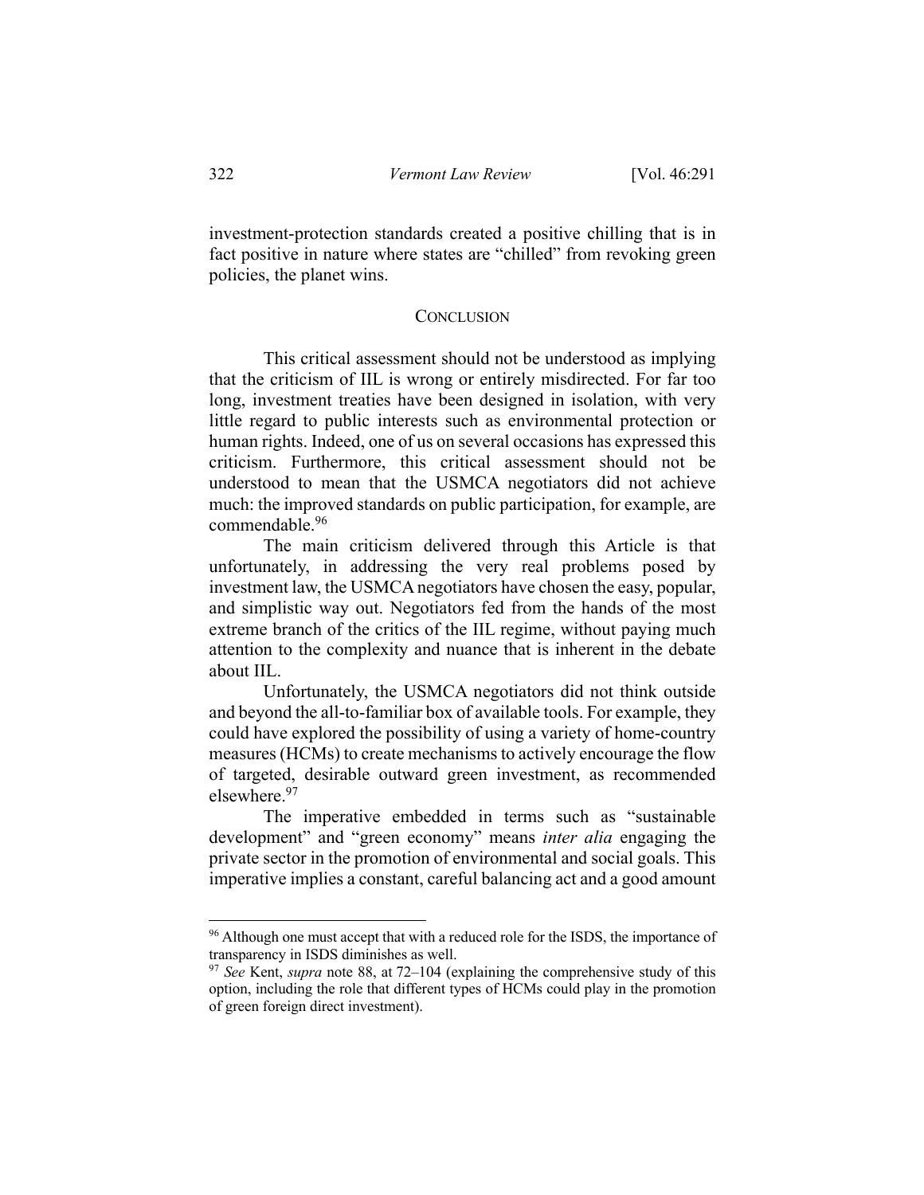investment-protection standards created a positive chilling that is in fact positive in nature where states are "chilled" from revoking green policies, the planet wins.

## CONCLUSION

This critical assessment should not be understood as implying that the criticism of IIL is wrong or entirely misdirected. For far too long, investment treaties have been designed in isolation, with very little regard to public interests such as environmental protection or human rights. Indeed, one of us on several occasions has expressed this criticism. Furthermore, this critical assessment should not be understood to mean that the USMCA negotiators did not achieve much: the improved standards on public participation, for example, are commendable.[96]

The main criticism delivered through this Article is that unfortunately, in addressing the very real problems posed by investment law, the USMCA negotiators have chosen the easy, popular, and simplistic way out. Negotiators fed from the hands of the most extreme branch of the critics of the IIL regime, without paying much attention to the complexity and nuance that is inherent in the debate about IIL.

Unfortunately, the USMCA negotiators did not think outside and beyond the all-to-familiar box of available tools. For example, they could have explored the possibility of using a variety of home-country measures (HCMs) to create mechanisms to actively encourage the flow of targeted, desirable outward green investment, as recommended elsewhere.[97]

The imperative embedded in terms such as "sustainable development" and "green economy" means *inter alia* engaging the private sector in the promotion of environmental and social goals. This imperative implies a constant, careful balancing act and a good amount

---

[96] Although one must accept that with a reduced role for the ISDS, the importance of transparency in ISDS diminishes as well.

[97] *See* Kent, *supra* note 88, at 72–104 (explaining the comprehensive study of this option, including the role that different types of HCMs could play in the promotion of green foreign direct investment).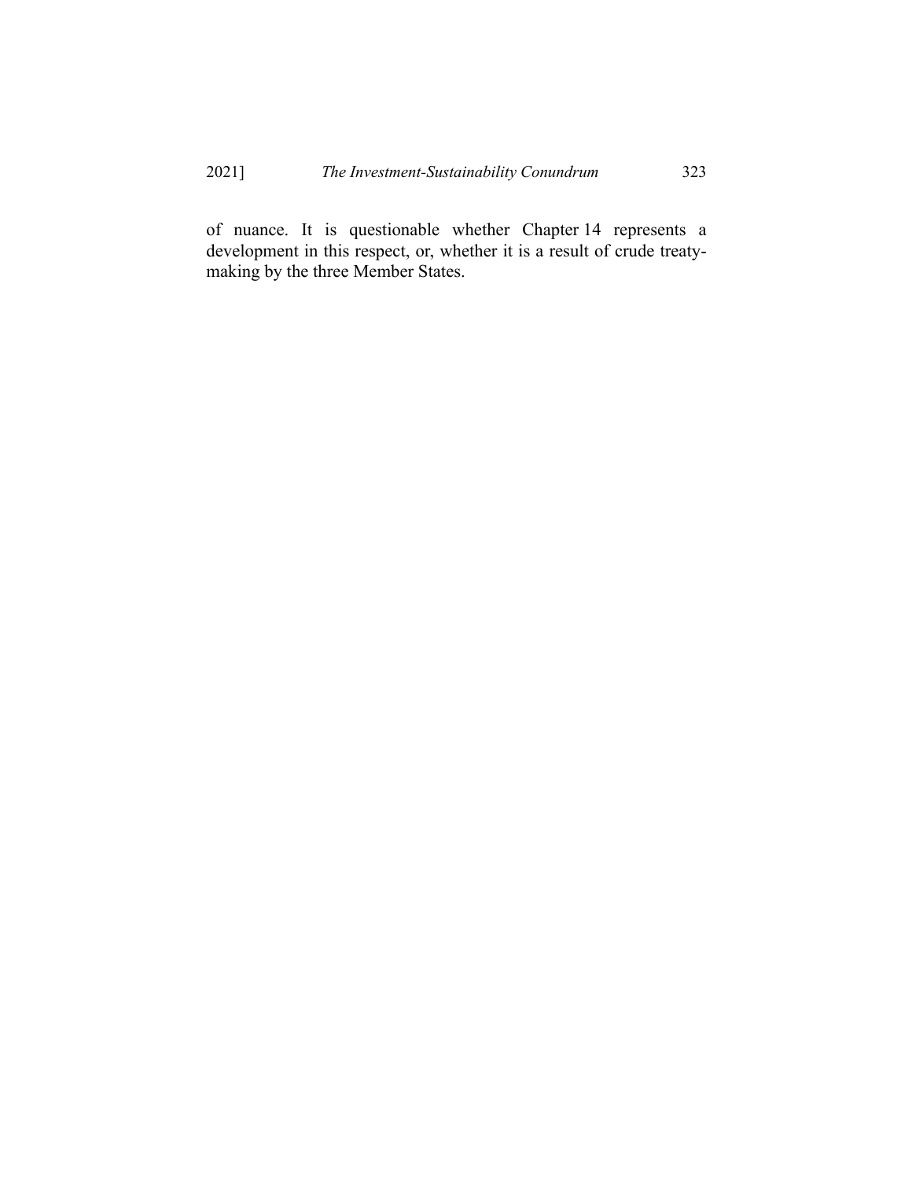of nuance. It is questionable whether Chapter 14 represents a development in this respect, or, whether it is a result of crude treaty-making by the three Member States.